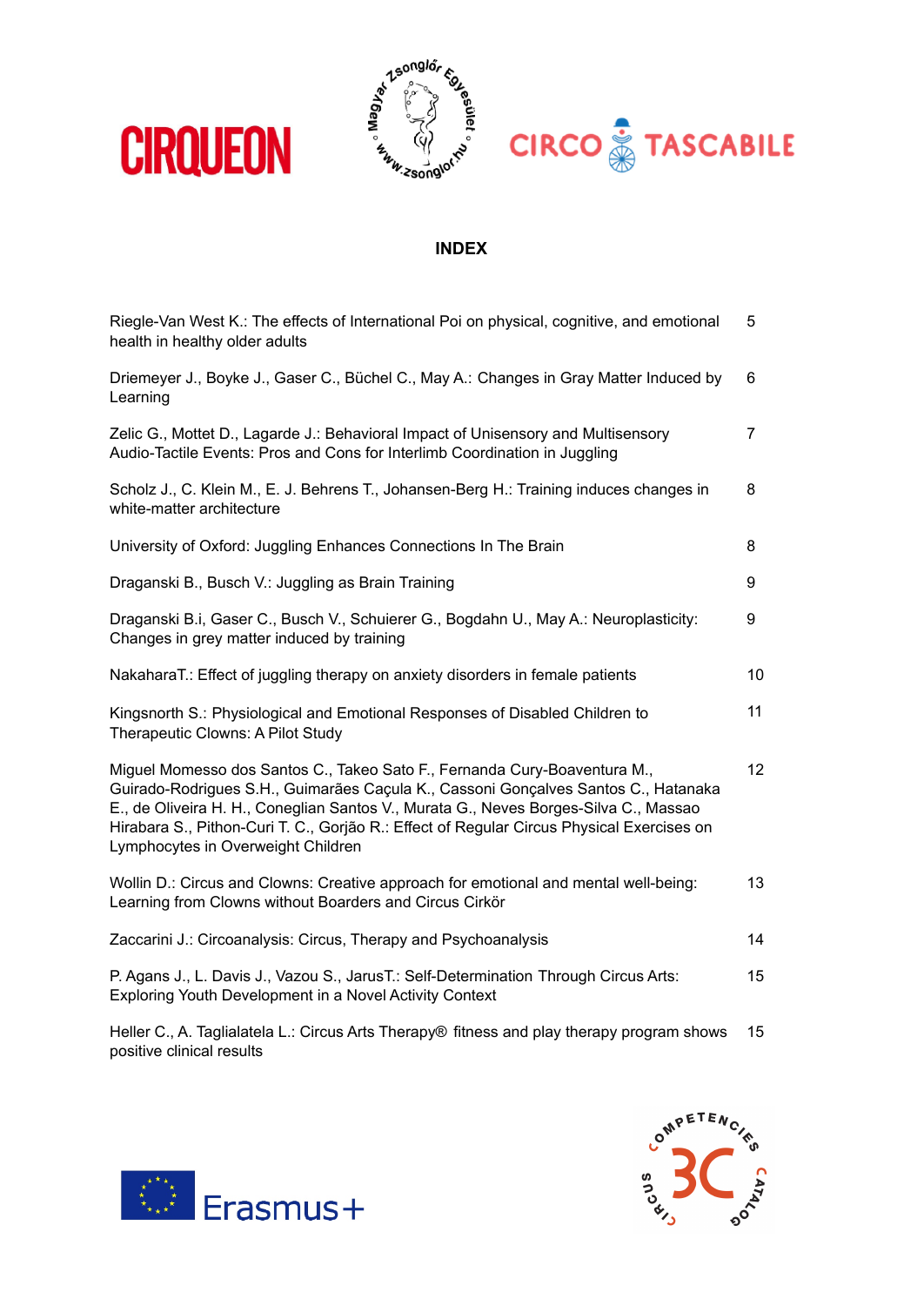# INDEX

| | |
|---|---|
| Riegle-Van West K.: The effects of International Poi on physical, cognitive, and emotional health in healthy older adults | 5 |
| Driemeyer J., Boyke J., Gaser C., Büchel C., May A.: Changes in Gray Matter Induced by Learning | 6 |
| Zelic G., Mottet D., Lagarde J.: Behavioral Impact of Unisensory and Multisensory Audio-Tactile Events: Pros and Cons for Interlimb Coordination in Juggling | 7 |
| Scholz J., C. Klein M., E. J. Behrens T., Johansen-Berg H.: Training induces changes in white-matter architecture | 8 |
| University of Oxford: Juggling Enhances Connections In The Brain | 8 |
| Draganski B., Busch V.: Juggling as Brain Training | 9 |
| Draganski B.i, Gaser C., Busch V., Schuierer G., Bogdahn U., May A.: Neuroplasticity: Changes in grey matter induced by training | 9 |
| NakaharaT.: Effect of juggling therapy on anxiety disorders in female patients | 10 |
| Kingsnorth S.: Physiological and Emotional Responses of Disabled Children to Therapeutic Clowns: A Pilot Study | 11 |
| Miguel Momesso dos Santos C., Takeo Sato F., Fernanda Cury-Boaventura M., Guirado-Rodrigues S.H., Guimarães Caçula K., Cassoni Gonçalves Santos C., Hatanaka E., de Oliveira H. H., Coneglian Santos V., Murata G., Neves Borges-Silva C., Massao Hirabara S., Pithon-Curi T. C., Gorjão R.: Effect of Regular Circus Physical Exercises on Lymphocytes in Overweight Children | 12 |
| Wollin D.: Circus and Clowns: Creative approach for emotional and mental well-being: Learning from Clowns without Boarders and Circus Cirkör | 13 |
| Zaccarini J.: Circoanalysis: Circus, Therapy and Psychoanalysis | 14 |
| P. Agans J., L. Davis J., Vazou S., JarusT.: Self-Determination Through Circus Arts: Exploring Youth Development in a Novel Activity Context | 15 |
| Heller C., A. Taglialatela L.: Circus Arts Therapy® fitness and play therapy program shows positive clinical results | 15 |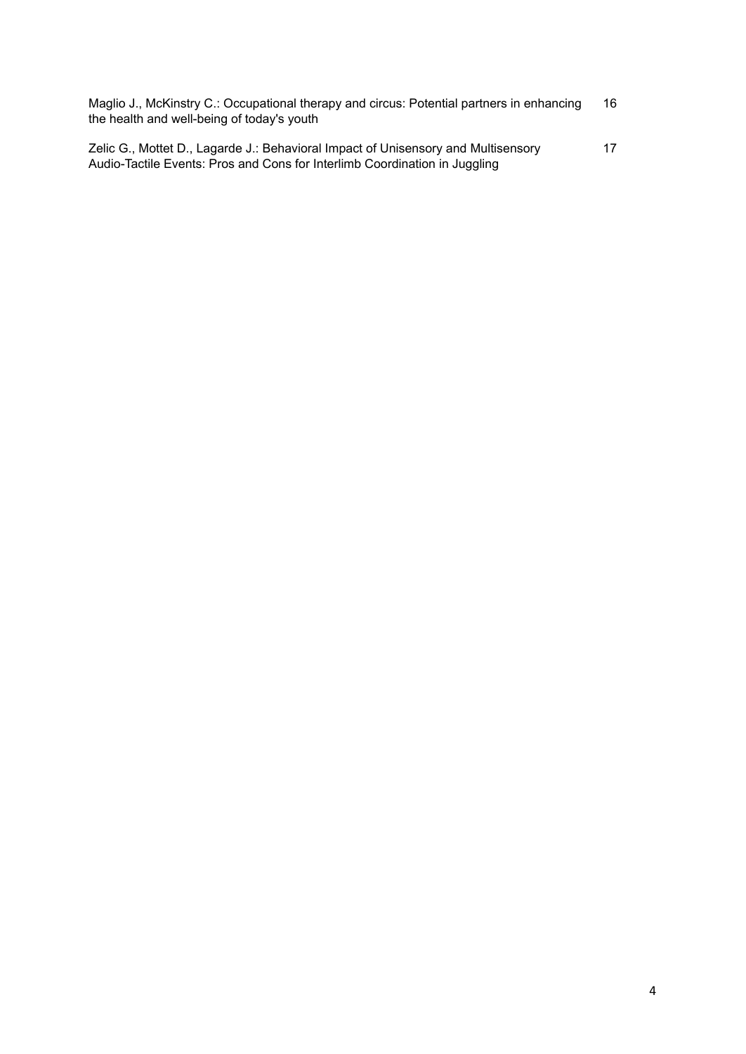Maglio J., McKinstry C.: Occupational therapy and circus: Potential partners in enhancing the health and well-being of today's youth — 16

Zelic G., Mottet D., Lagarde J.: Behavioral Impact of Unisensory and Multisensory Audio-Tactile Events: Pros and Cons for Interlimb Coordination in Juggling — 17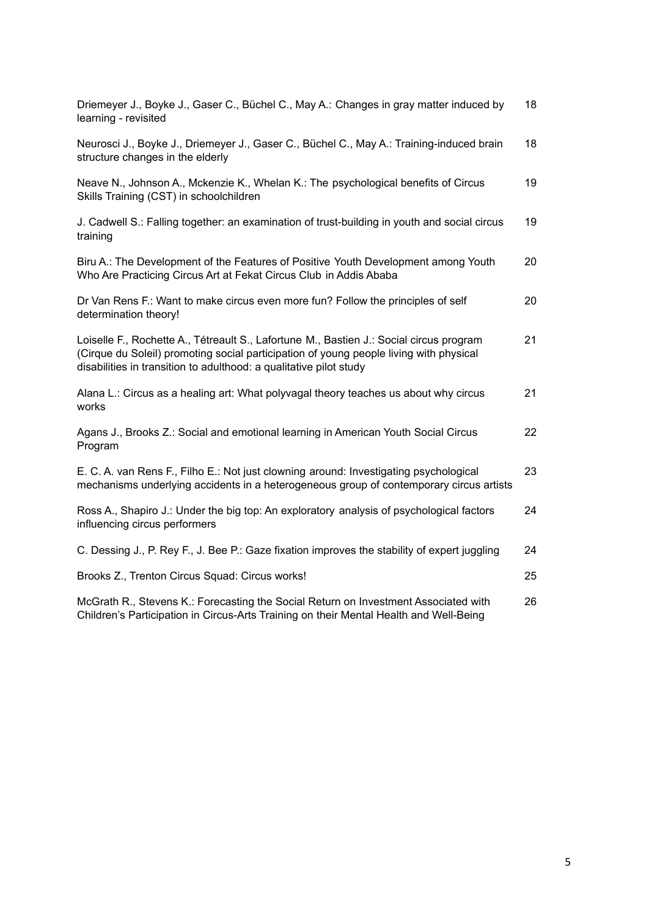| | |
|---|---|
| Driemeyer J., Boyke J., Gaser C., Büchel C., May A.: Changes in gray matter induced by learning - revisited | 18 |
| Neurosci J., Boyke J., Driemeyer J., Gaser C., Büchel C., May A.: Training-induced brain structure changes in the elderly | 18 |
| Neave N., Johnson A., Mckenzie K., Whelan K.: The psychological benefits of Circus Skills Training (CST) in schoolchildren | 19 |
| J. Cadwell S.: Falling together: an examination of trust-building in youth and social circus training | 19 |
| Biru A.: The Development of the Features of Positive Youth Development among Youth Who Are Practicing Circus Art at Fekat Circus Club in Addis Ababa | 20 |
| Dr Van Rens F.: Want to make circus even more fun? Follow the principles of self determination theory! | 20 |
| Loiselle F., Rochette A., Tétreault S., Lafortune M., Bastien J.: Social circus program (Cirque du Soleil) promoting social participation of young people living with physical disabilities in transition to adulthood: a qualitative pilot study | 21 |
| Alana L.: Circus as a healing art: What polyvagal theory teaches us about why circus works | 21 |
| Agans J., Brooks Z.: Social and emotional learning in American Youth Social Circus Program | 22 |
| E. C. A. van Rens F., Filho E.: Not just clowning around: Investigating psychological mechanisms underlying accidents in a heterogeneous group of contemporary circus artists | 23 |
| Ross A., Shapiro J.: Under the big top: An exploratory analysis of psychological factors influencing circus performers | 24 |
| C. Dessing J., P. Rey F., J. Bee P.: Gaze fixation improves the stability of expert juggling | 24 |
| Brooks Z., Trenton Circus Squad: Circus works! | 25 |
| McGrath R., Stevens K.: Forecasting the Social Return on Investment Associated with Children's Participation in Circus-Arts Training on their Mental Health and Well-Being | 26 |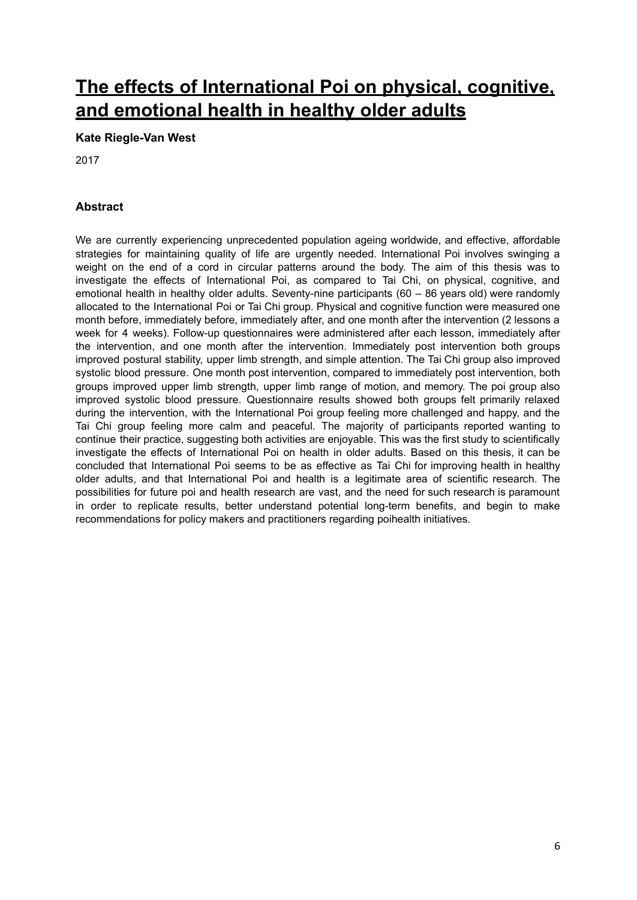# The effects of International Poi on physical, cognitive, and emotional health in healthy older adults

**Kate Riegle-Van West**

2017

### Abstract

We are currently experiencing unprecedented population ageing worldwide, and effective, affordable strategies for maintaining quality of life are urgently needed. International Poi involves swinging a weight on the end of a cord in circular patterns around the body. The aim of this thesis was to investigate the effects of International Poi, as compared to Tai Chi, on physical, cognitive, and emotional health in healthy older adults. Seventy-nine participants (60 – 86 years old) were randomly allocated to the International Poi or Tai Chi group. Physical and cognitive function were measured one month before, immediately before, immediately after, and one month after the intervention (2 lessons a week for 4 weeks). Follow-up questionnaires were administered after each lesson, immediately after the intervention, and one month after the intervention. Immediately post intervention both groups improved postural stability, upper limb strength, and simple attention. The Tai Chi group also improved systolic blood pressure. One month post intervention, compared to immediately post intervention, both groups improved upper limb strength, upper limb range of motion, and memory. The poi group also improved systolic blood pressure. Questionnaire results showed both groups felt primarily relaxed during the intervention, with the International Poi group feeling more challenged and happy, and the Tai Chi group feeling more calm and peaceful. The majority of participants reported wanting to continue their practice, suggesting both activities are enjoyable. This was the first study to scientifically investigate the effects of International Poi on health in older adults. Based on this thesis, it can be concluded that International Poi seems to be as effective as Tai Chi for improving health in healthy older adults, and that International Poi and health is a legitimate area of scientific research. The possibilities for future poi and health research are vast, and the need for such research is paramount in order to replicate results, better understand potential long-term benefits, and begin to make recommendations for policy makers and practitioners regarding poihealth initiatives.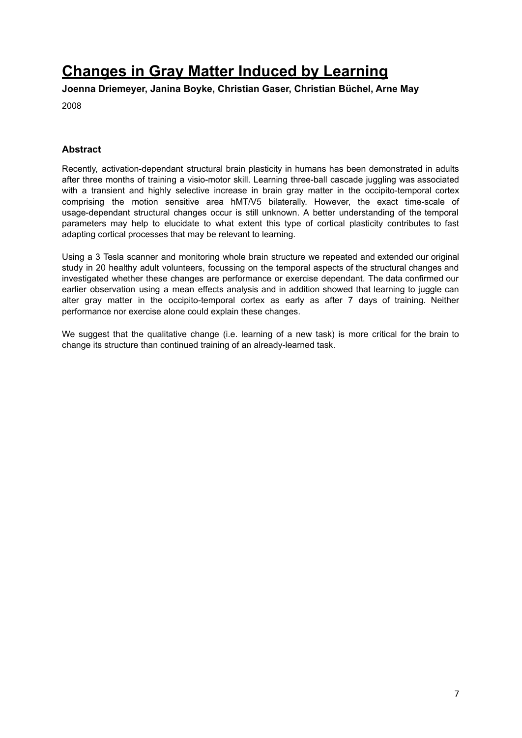# Changes in Gray Matter Induced by Learning

**Joenna Driemeyer, Janina Boyke, Christian Gaser, Christian Büchel, Arne May**

2008

### Abstract

Recently, activation-dependant structural brain plasticity in humans has been demonstrated in adults after three months of training a visio-motor skill. Learning three-ball cascade juggling was associated with a transient and highly selective increase in brain gray matter in the occipito-temporal cortex comprising the motion sensitive area hMT/V5 bilaterally. However, the exact time-scale of usage-dependant structural changes occur is still unknown. A better understanding of the temporal parameters may help to elucidate to what extent this type of cortical plasticity contributes to fast adapting cortical processes that may be relevant to learning.

Using a 3 Tesla scanner and monitoring whole brain structure we repeated and extended our original study in 20 healthy adult volunteers, focussing on the temporal aspects of the structural changes and investigated whether these changes are performance or exercise dependant. The data confirmed our earlier observation using a mean effects analysis and in addition showed that learning to juggle can alter gray matter in the occipito-temporal cortex as early as after 7 days of training. Neither performance nor exercise alone could explain these changes.

We suggest that the qualitative change (i.e. learning of a new task) is more critical for the brain to change its structure than continued training of an already-learned task.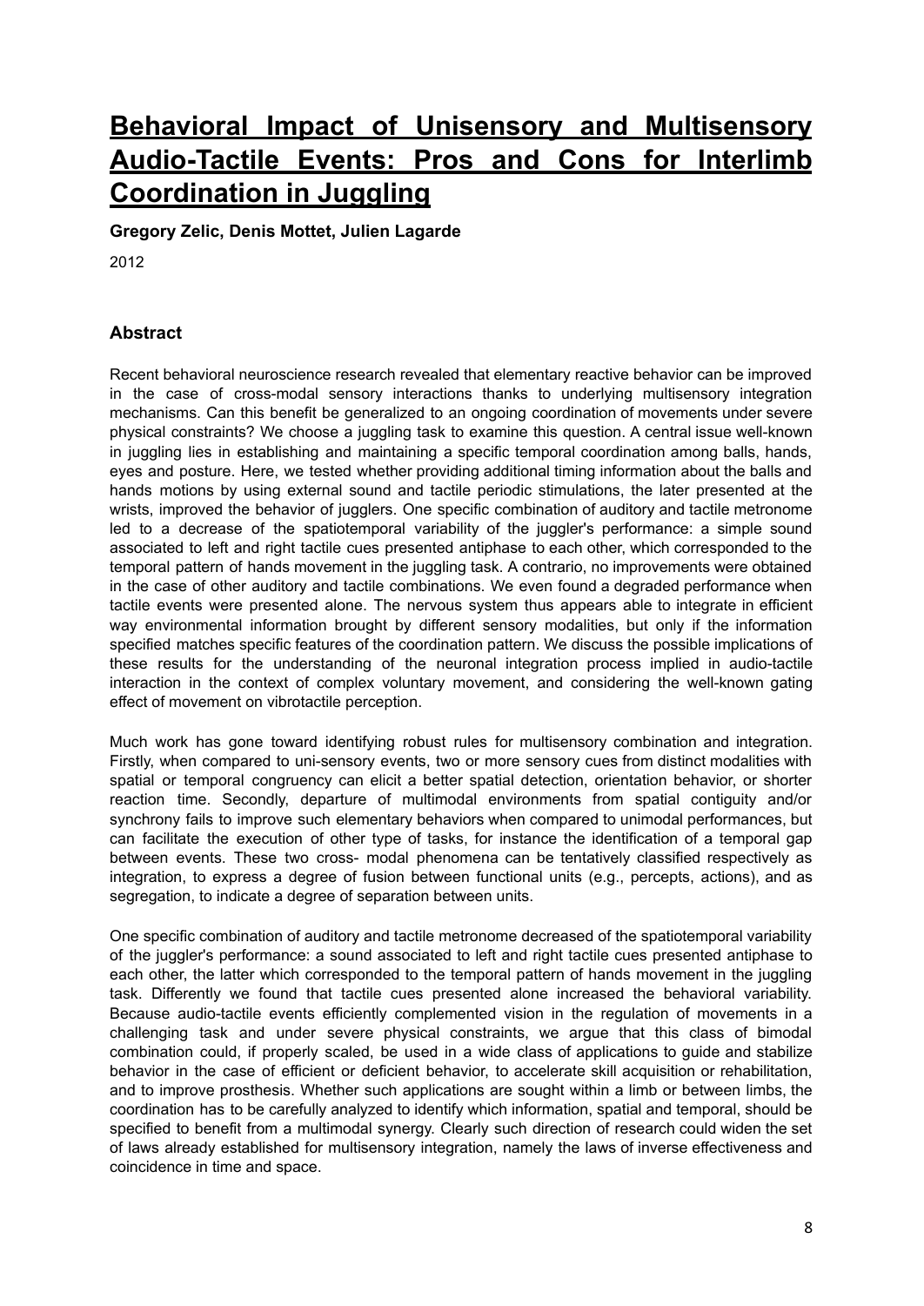# Behavioral Impact of Unisensory and Multisensory Audio-Tactile Events: Pros and Cons for Interlimb Coordination in Juggling

**Gregory Zelic, Denis Mottet, Julien Lagarde**

2012

## Abstract

Recent behavioral neuroscience research revealed that elementary reactive behavior can be improved in the case of cross-modal sensory interactions thanks to underlying multisensory integration mechanisms. Can this benefit be generalized to an ongoing coordination of movements under severe physical constraints? We choose a juggling task to examine this question. A central issue well-known in juggling lies in establishing and maintaining a specific temporal coordination among balls, hands, eyes and posture. Here, we tested whether providing additional timing information about the balls and hands motions by using external sound and tactile periodic stimulations, the later presented at the wrists, improved the behavior of jugglers. One specific combination of auditory and tactile metronome led to a decrease of the spatiotemporal variability of the juggler's performance: a simple sound associated to left and right tactile cues presented antiphase to each other, which corresponded to the temporal pattern of hands movement in the juggling task. A contrario, no improvements were obtained in the case of other auditory and tactile combinations. We even found a degraded performance when tactile events were presented alone. The nervous system thus appears able to integrate in efficient way environmental information brought by different sensory modalities, but only if the information specified matches specific features of the coordination pattern. We discuss the possible implications of these results for the understanding of the neuronal integration process implied in audio-tactile interaction in the context of complex voluntary movement, and considering the well-known gating effect of movement on vibrotactile perception.

Much work has gone toward identifying robust rules for multisensory combination and integration. Firstly, when compared to uni-sensory events, two or more sensory cues from distinct modalities with spatial or temporal congruency can elicit a better spatial detection, orientation behavior, or shorter reaction time. Secondly, departure of multimodal environments from spatial contiguity and/or synchrony fails to improve such elementary behaviors when compared to unimodal performances, but can facilitate the execution of other type of tasks, for instance the identification of a temporal gap between events. These two cross- modal phenomena can be tentatively classified respectively as integration, to express a degree of fusion between functional units (e.g., percepts, actions), and as segregation, to indicate a degree of separation between units.

One specific combination of auditory and tactile metronome decreased of the spatiotemporal variability of the juggler's performance: a sound associated to left and right tactile cues presented antiphase to each other, the latter which corresponded to the temporal pattern of hands movement in the juggling task. Differently we found that tactile cues presented alone increased the behavioral variability. Because audio-tactile events efficiently complemented vision in the regulation of movements in a challenging task and under severe physical constraints, we argue that this class of bimodal combination could, if properly scaled, be used in a wide class of applications to guide and stabilize behavior in the case of efficient or deficient behavior, to accelerate skill acquisition or rehabilitation, and to improve prosthesis. Whether such applications are sought within a limb or between limbs, the coordination has to be carefully analyzed to identify which information, spatial and temporal, should be specified to benefit from a multimodal synergy. Clearly such direction of research could widen the set of laws already established for multisensory integration, namely the laws of inverse effectiveness and coincidence in time and space.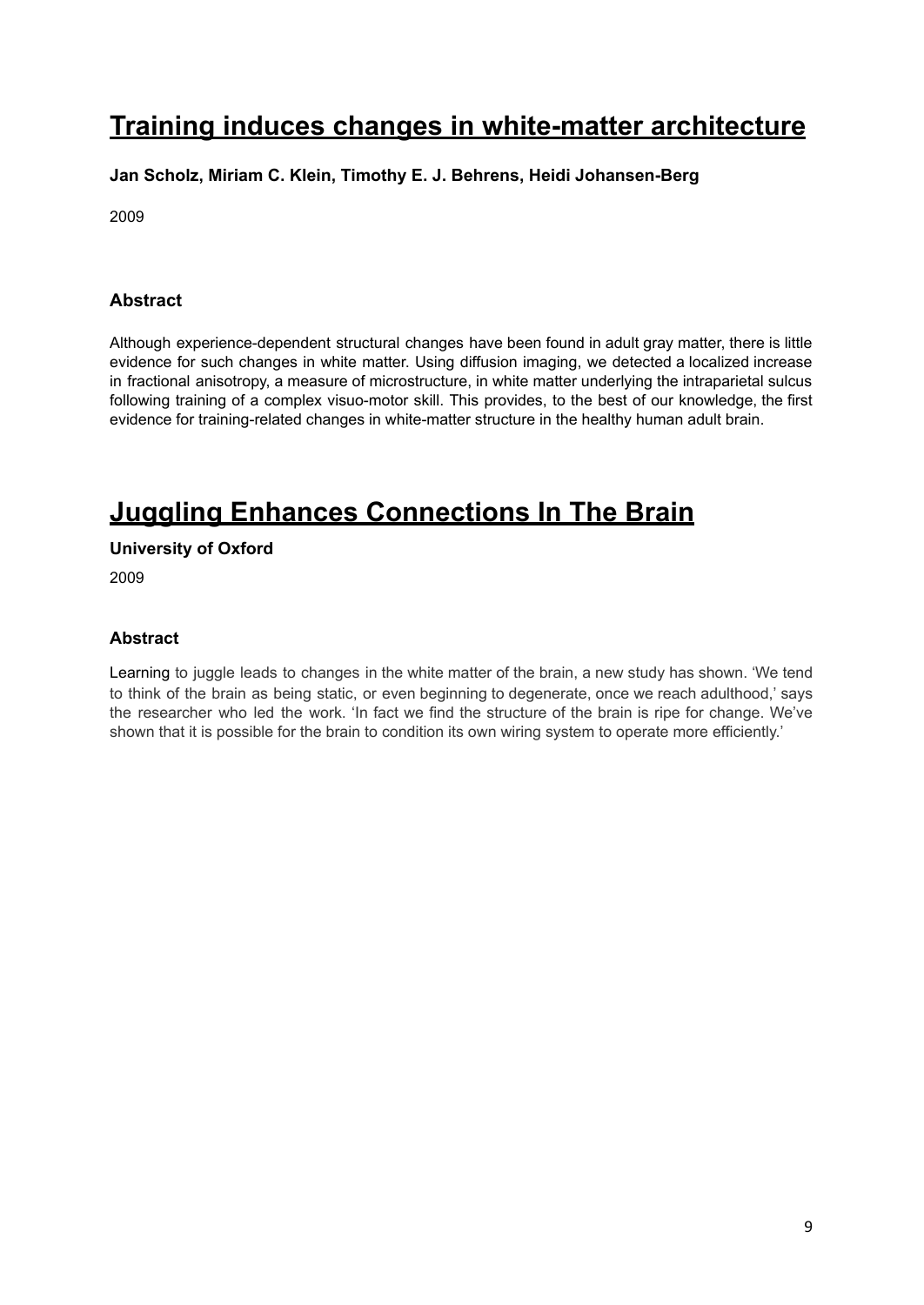# Training induces changes in white-matter architecture

**Jan Scholz, Miriam C. Klein, Timothy E. J. Behrens, Heidi Johansen-Berg**

2009

### Abstract

Although experience-dependent structural changes have been found in adult gray matter, there is little evidence for such changes in white matter. Using diffusion imaging, we detected a localized increase in fractional anisotropy, a measure of microstructure, in white matter underlying the intraparietal sulcus following training of a complex visuo-motor skill. This provides, to the best of our knowledge, the first evidence for training-related changes in white-matter structure in the healthy human adult brain.

# Juggling Enhances Connections In The Brain

**University of Oxford**

2009

### Abstract

Learning to juggle leads to changes in the white matter of the brain, a new study has shown. 'We tend to think of the brain as being static, or even beginning to degenerate, once we reach adulthood,' says the researcher who led the work. 'In fact we find the structure of the brain is ripe for change. We've shown that it is possible for the brain to condition its own wiring system to operate more efficiently.'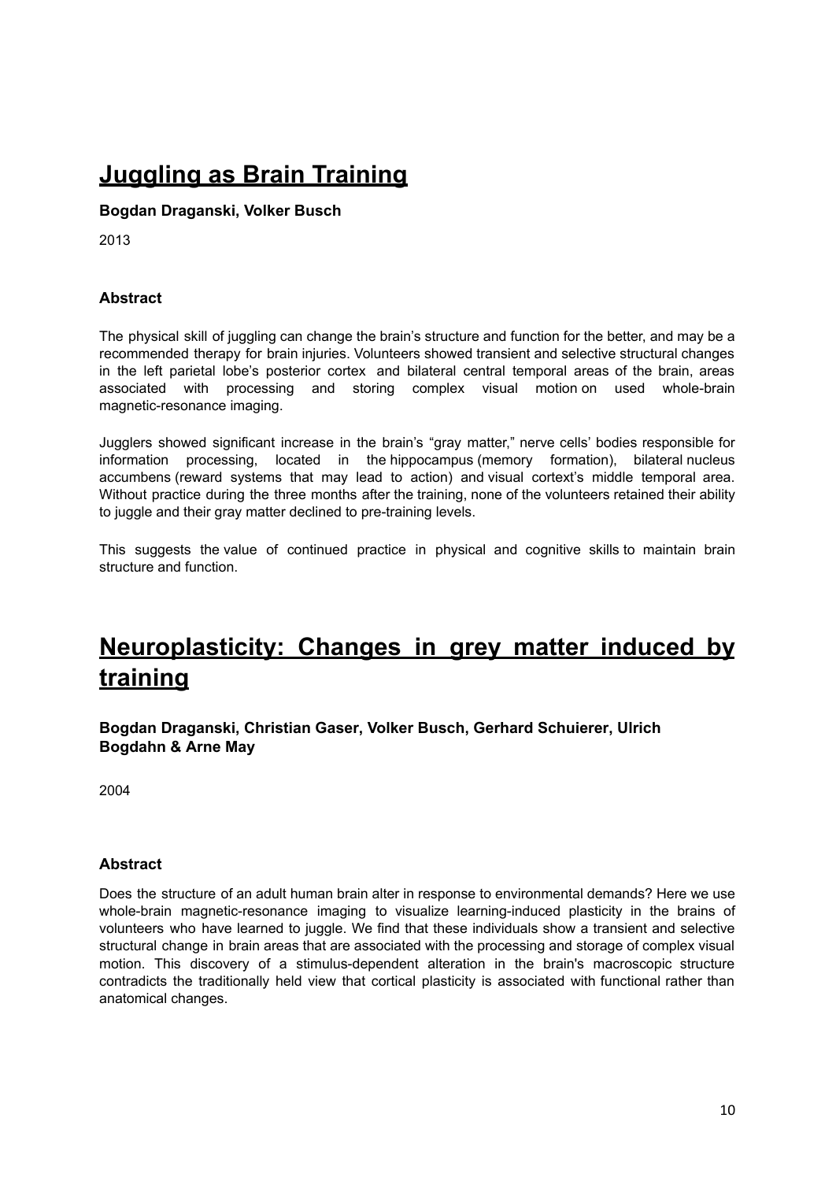## Juggling as Brain Training

**Bogdan Draganski, Volker Busch**

2013

### Abstract

The physical skill of juggling can change the brain's structure and function for the better, and may be a recommended therapy for brain injuries. Volunteers showed transient and selective structural changes in the left parietal lobe's posterior cortex and bilateral central temporal areas of the brain, areas associated with processing and storing complex visual motion on used whole-brain magnetic-resonance imaging.

Jugglers showed significant increase in the brain's "gray matter," nerve cells' bodies responsible for information processing, located in the hippocampus (memory formation), bilateral nucleus accumbens (reward systems that may lead to action) and visual cortext's middle temporal area. Without practice during the three months after the training, none of the volunteers retained their ability to juggle and their gray matter declined to pre-training levels.

This suggests the value of continued practice in physical and cognitive skills to maintain brain structure and function.

## Neuroplasticity: Changes in grey matter induced by training

**Bogdan Draganski, Christian Gaser, Volker Busch, Gerhard Schuierer, Ulrich Bogdahn & Arne May**

2004

### Abstract

Does the structure of an adult human brain alter in response to environmental demands? Here we use whole-brain magnetic-resonance imaging to visualize learning-induced plasticity in the brains of volunteers who have learned to juggle. We find that these individuals show a transient and selective structural change in brain areas that are associated with the processing and storage of complex visual motion. This discovery of a stimulus-dependent alteration in the brain's macroscopic structure contradicts the traditionally held view that cortical plasticity is associated with functional rather than anatomical changes.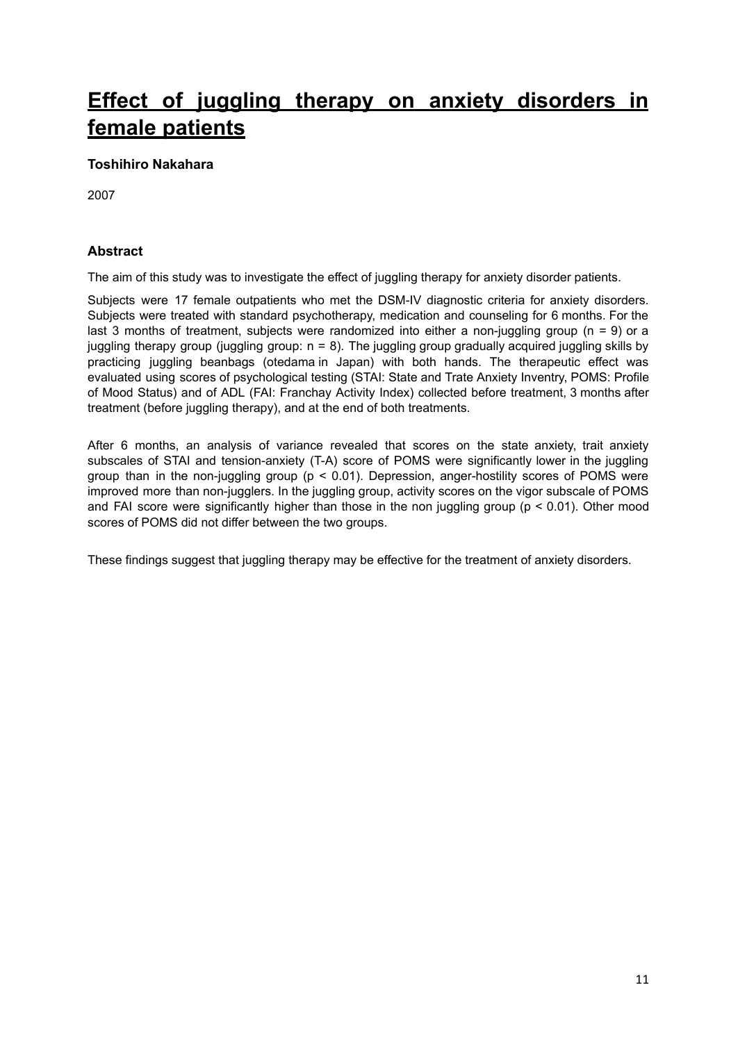# Effect of juggling therapy on anxiety disorders in female patients

**Toshihiro Nakahara**

2007

### Abstract

The aim of this study was to investigate the effect of juggling therapy for anxiety disorder patients.

Subjects were 17 female outpatients who met the DSM-IV diagnostic criteria for anxiety disorders. Subjects were treated with standard psychotherapy, medication and counseling for 6 months. For the last 3 months of treatment, subjects were randomized into either a non-juggling group ($n = 9$) or a juggling therapy group (juggling group: $n = 8$). The juggling group gradually acquired juggling skills by practicing juggling beanbags (otedama in Japan) with both hands. The therapeutic effect was evaluated using scores of psychological testing (STAI: State and Trate Anxiety Inventry, POMS: Profile of Mood Status) and of ADL (FAI: Franchay Activity Index) collected before treatment, 3 months after treatment (before juggling therapy), and at the end of both treatments.

After 6 months, an analysis of variance revealed that scores on the state anxiety, trait anxiety subscales of STAI and tension-anxiety (T-A) score of POMS were significantly lower in the juggling group than in the non-juggling group ($p < 0.01$). Depression, anger-hostility scores of POMS were improved more than non-jugglers. In the juggling group, activity scores on the vigor subscale of POMS and FAI score were significantly higher than those in the non juggling group ($p < 0.01$). Other mood scores of POMS did not differ between the two groups.

These findings suggest that juggling therapy may be effective for the treatment of anxiety disorders.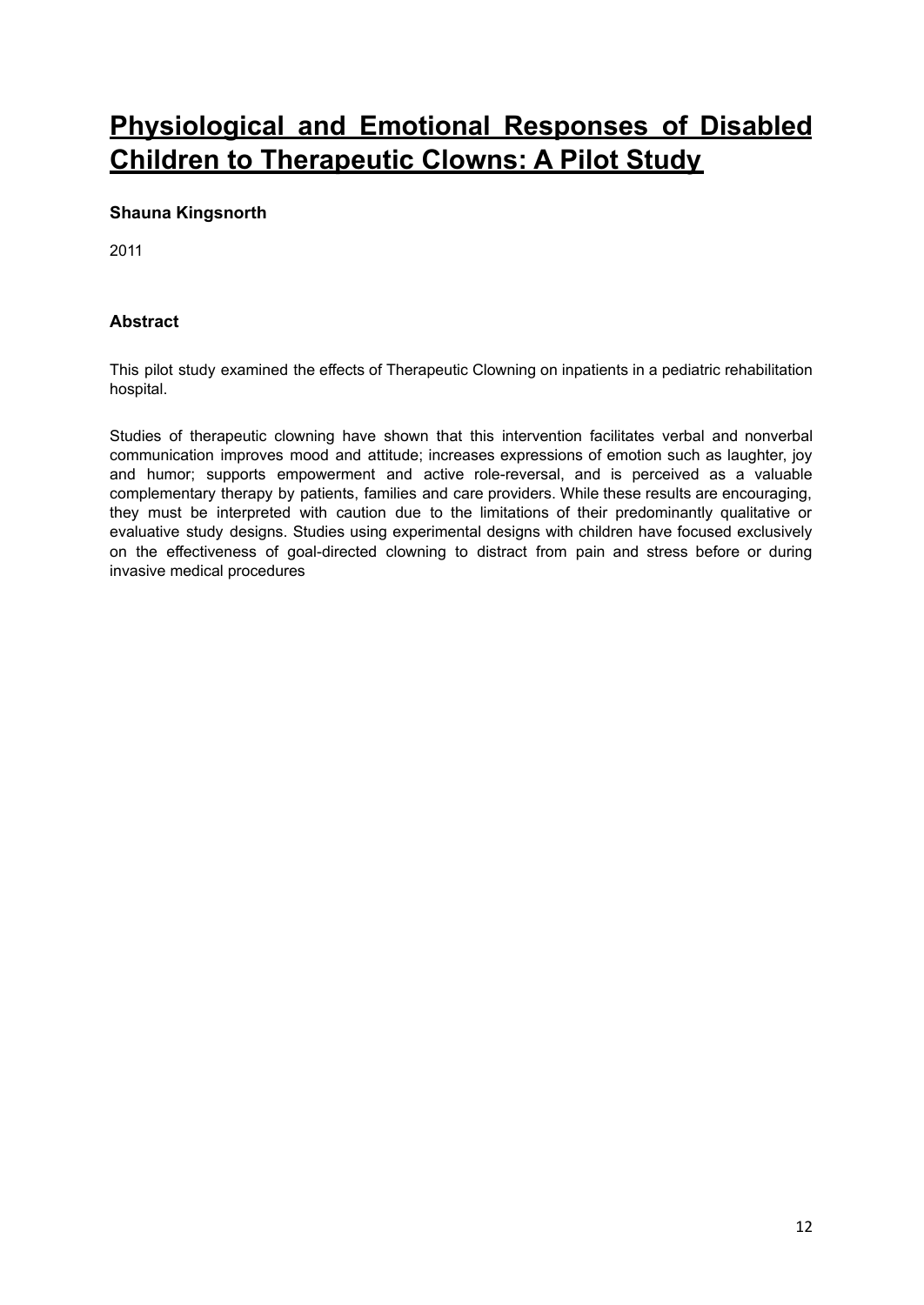# Physiological and Emotional Responses of Disabled Children to Therapeutic Clowns: A Pilot Study

**Shauna Kingsnorth**

2011

### Abstract

This pilot study examined the effects of Therapeutic Clowning on inpatients in a pediatric rehabilitation hospital.

Studies of therapeutic clowning have shown that this intervention facilitates verbal and nonverbal communication improves mood and attitude; increases expressions of emotion such as laughter, joy and humor; supports empowerment and active role-reversal, and is perceived as a valuable complementary therapy by patients, families and care providers. While these results are encouraging, they must be interpreted with caution due to the limitations of their predominantly qualitative or evaluative study designs. Studies using experimental designs with children have focused exclusively on the effectiveness of goal-directed clowning to distract from pain and stress before or during invasive medical procedures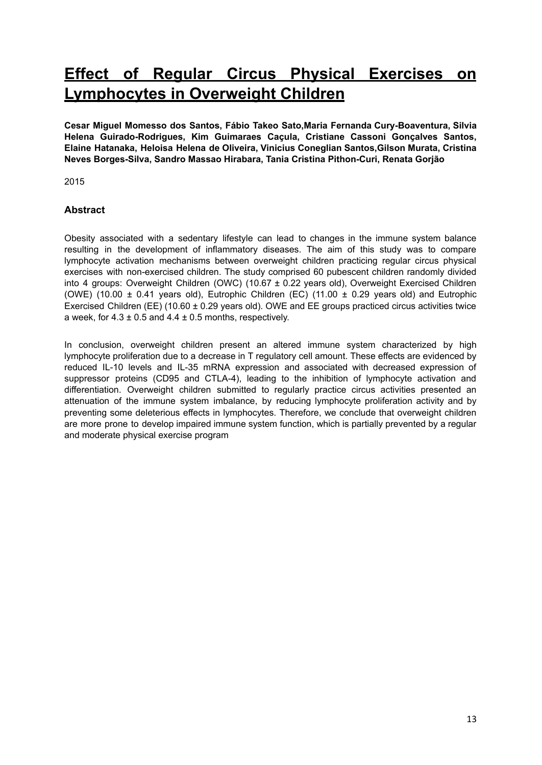# Effect of Regular Circus Physical Exercises on Lymphocytes in Overweight Children

**Cesar Miguel Momesso dos Santos, Fábio Takeo Sato,Maria Fernanda Cury-Boaventura, Silvia Helena Guirado-Rodrigues, Kim Guimaraes Caçula, Cristiane Cassoni Gonçalves Santos, Elaine Hatanaka, Heloisa Helena de Oliveira, Vinicius Coneglian Santos,Gilson Murata, Cristina Neves Borges-Silva, Sandro Massao Hirabara, Tania Cristina Pithon-Curi, Renata Gorjão**

2015

### Abstract

Obesity associated with a sedentary lifestyle can lead to changes in the immune system balance resulting in the development of inflammatory diseases. The aim of this study was to compare lymphocyte activation mechanisms between overweight children practicing regular circus physical exercises with non-exercised children. The study comprised 60 pubescent children randomly divided into 4 groups: Overweight Children (OWC) (10.67 ± 0.22 years old), Overweight Exercised Children (OWE) (10.00 ± 0.41 years old), Eutrophic Children (EC) (11.00 ± 0.29 years old) and Eutrophic Exercised Children (EE) (10.60 ± 0.29 years old). OWE and EE groups practiced circus activities twice a week, for 4.3 ± 0.5 and 4.4 ± 0.5 months, respectively.

In conclusion, overweight children present an altered immune system characterized by high lymphocyte proliferation due to a decrease in T regulatory cell amount. These effects are evidenced by reduced IL-10 levels and IL-35 mRNA expression and associated with decreased expression of suppressor proteins (CD95 and CTLA-4), leading to the inhibition of lymphocyte activation and differentiation. Overweight children submitted to regularly practice circus activities presented an attenuation of the immune system imbalance, by reducing lymphocyte proliferation activity and by preventing some deleterious effects in lymphocytes. Therefore, we conclude that overweight children are more prone to develop impaired immune system function, which is partially prevented by a regular and moderate physical exercise program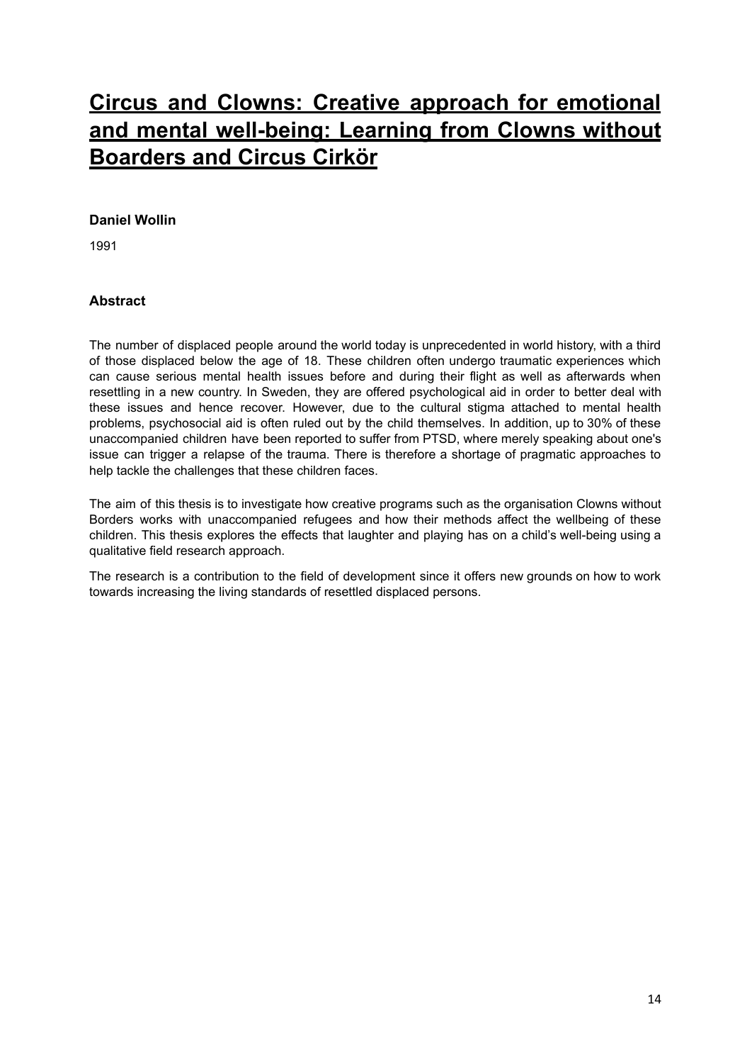# Circus and Clowns: Creative approach for emotional and mental well-being: Learning from Clowns without Boarders and Circus Cirkör

**Daniel Wollin**

1991

### Abstract

The number of displaced people around the world today is unprecedented in world history, with a third of those displaced below the age of 18. These children often undergo traumatic experiences which can cause serious mental health issues before and during their flight as well as afterwards when resettling in a new country. In Sweden, they are offered psychological aid in order to better deal with these issues and hence recover. However, due to the cultural stigma attached to mental health problems, psychosocial aid is often ruled out by the child themselves. In addition, up to 30% of these unaccompanied children have been reported to suffer from PTSD, where merely speaking about one's issue can trigger a relapse of the trauma. There is therefore a shortage of pragmatic approaches to help tackle the challenges that these children faces.

The aim of this thesis is to investigate how creative programs such as the organisation Clowns without Borders works with unaccompanied refugees and how their methods affect the wellbeing of these children. This thesis explores the effects that laughter and playing has on a child's well-being using a qualitative field research approach.

The research is a contribution to the field of development since it offers new grounds on how to work towards increasing the living standards of resettled displaced persons.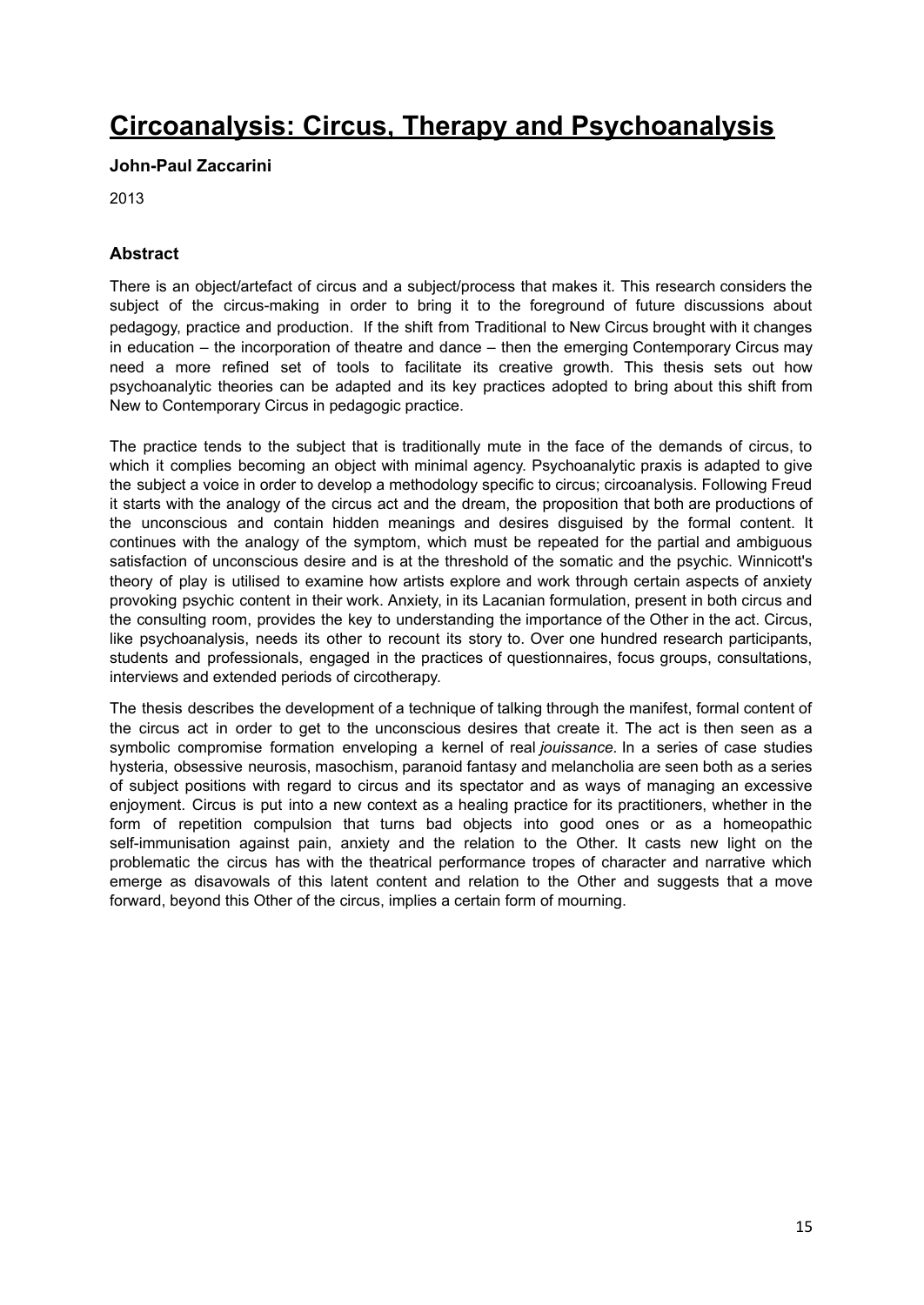# Circoanalysis: Circus, Therapy and Psychoanalysis

**John-Paul Zaccarini**

2013

### Abstract

There is an object/artefact of circus and a subject/process that makes it. This research considers the subject of the circus-making in order to bring it to the foreground of future discussions about pedagogy, practice and production. If the shift from Traditional to New Circus brought with it changes in education – the incorporation of theatre and dance – then the emerging Contemporary Circus may need a more refined set of tools to facilitate its creative growth. This thesis sets out how psychoanalytic theories can be adapted and its key practices adopted to bring about this shift from New to Contemporary Circus in pedagogic practice.

The practice tends to the subject that is traditionally mute in the face of the demands of circus, to which it complies becoming an object with minimal agency. Psychoanalytic praxis is adapted to give the subject a voice in order to develop a methodology specific to circus; circoanalysis. Following Freud it starts with the analogy of the circus act and the dream, the proposition that both are productions of the unconscious and contain hidden meanings and desires disguised by the formal content. It continues with the analogy of the symptom, which must be repeated for the partial and ambiguous satisfaction of unconscious desire and is at the threshold of the somatic and the psychic. Winnicott's theory of play is utilised to examine how artists explore and work through certain aspects of anxiety provoking psychic content in their work. Anxiety, in its Lacanian formulation, present in both circus and the consulting room, provides the key to understanding the importance of the Other in the act. Circus, like psychoanalysis, needs its other to recount its story to. Over one hundred research participants, students and professionals, engaged in the practices of questionnaires, focus groups, consultations, interviews and extended periods of circotherapy.

The thesis describes the development of a technique of talking through the manifest, formal content of the circus act in order to get to the unconscious desires that create it. The act is then seen as a symbolic compromise formation enveloping a kernel of real *jouissance.* In a series of case studies hysteria, obsessive neurosis, masochism, paranoid fantasy and melancholia are seen both as a series of subject positions with regard to circus and its spectator and as ways of managing an excessive enjoyment. Circus is put into a new context as a healing practice for its practitioners, whether in the form of repetition compulsion that turns bad objects into good ones or as a homeopathic self-immunisation against pain, anxiety and the relation to the Other. It casts new light on the problematic the circus has with the theatrical performance tropes of character and narrative which emerge as disavowals of this latent content and relation to the Other and suggests that a move forward, beyond this Other of the circus, implies a certain form of mourning.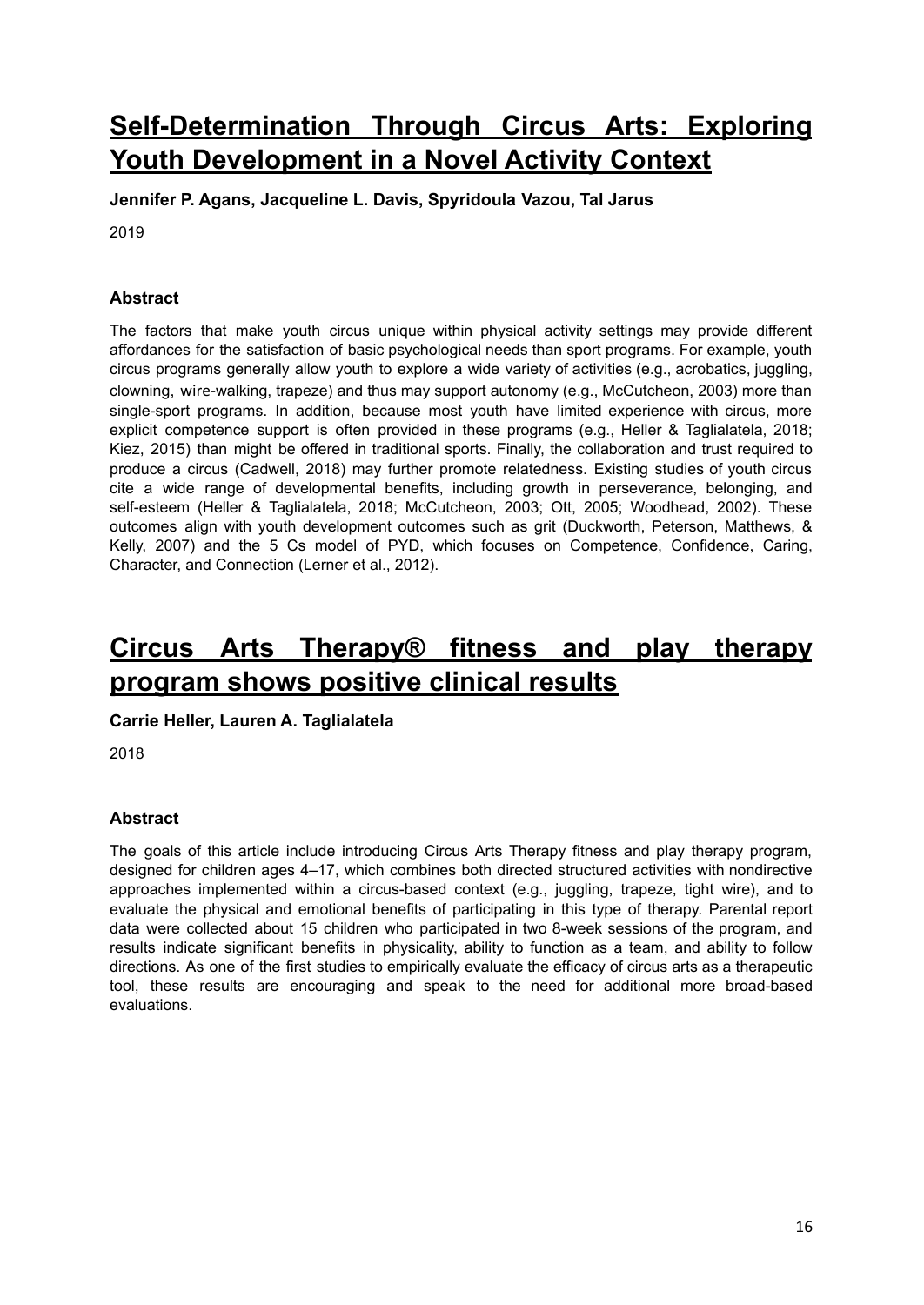# Self-Determination Through Circus Arts: Exploring Youth Development in a Novel Activity Context

**Jennifer P. Agans, Jacqueline L. Davis, Spyridoula Vazou, Tal Jarus**

2019

### Abstract

The factors that make youth circus unique within physical activity settings may provide different affordances for the satisfaction of basic psychological needs than sport programs. For example, youth circus programs generally allow youth to explore a wide variety of activities (e.g., acrobatics, juggling, clowning, wire-walking, trapeze) and thus may support autonomy (e.g., McCutcheon, 2003) more than single-sport programs. In addition, because most youth have limited experience with circus, more explicit competence support is often provided in these programs (e.g., Heller & Taglialatela, 2018; Kiez, 2015) than might be offered in traditional sports. Finally, the collaboration and trust required to produce a circus (Cadwell, 2018) may further promote relatedness. Existing studies of youth circus cite a wide range of developmental benefits, including growth in perseverance, belonging, and self-esteem (Heller & Taglialatela, 2018; McCutcheon, 2003; Ott, 2005; Woodhead, 2002). These outcomes align with youth development outcomes such as grit (Duckworth, Peterson, Matthews, & Kelly, 2007) and the 5 Cs model of PYD, which focuses on Competence, Confidence, Caring, Character, and Connection (Lerner et al., 2012).

# Circus Arts Therapy® fitness and play therapy program shows positive clinical results

**Carrie Heller, Lauren A. Taglialatela**

2018

### Abstract

The goals of this article include introducing Circus Arts Therapy fitness and play therapy program, designed for children ages 4–17, which combines both directed structured activities with nondirective approaches implemented within a circus-based context (e.g., juggling, trapeze, tight wire), and to evaluate the physical and emotional benefits of participating in this type of therapy. Parental report data were collected about 15 children who participated in two 8-week sessions of the program, and results indicate significant benefits in physicality, ability to function as a team, and ability to follow directions. As one of the first studies to empirically evaluate the efficacy of circus arts as a therapeutic tool, these results are encouraging and speak to the need for additional more broad-based evaluations.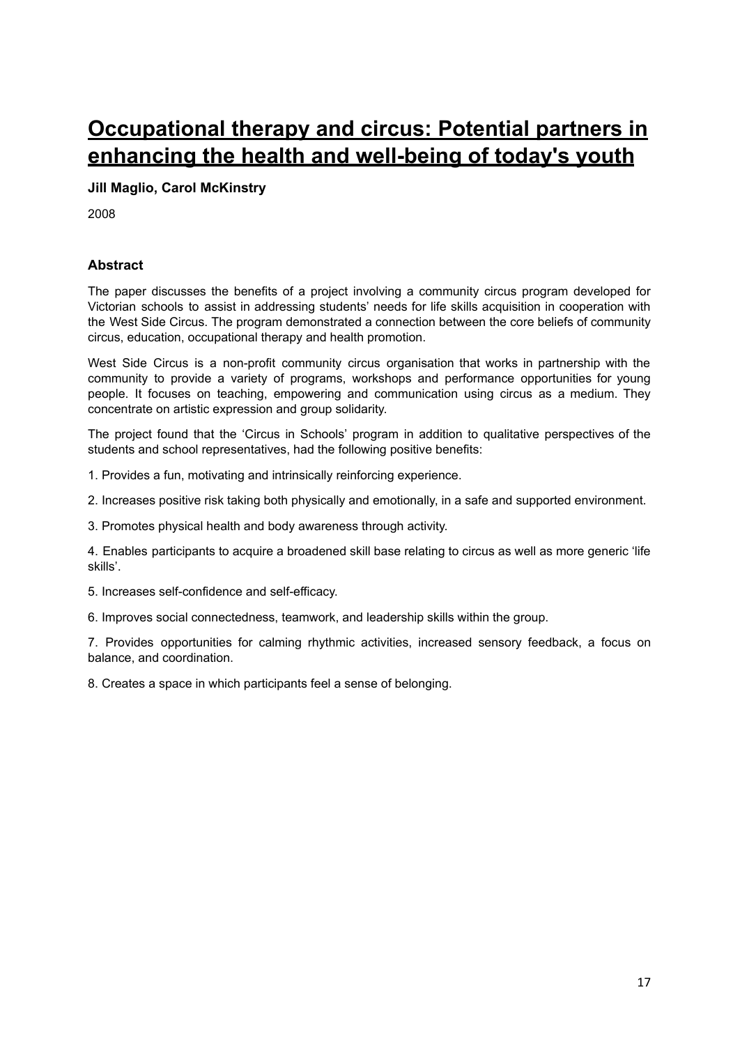# Occupational therapy and circus: Potential partners in enhancing the health and well-being of today's youth

**Jill Maglio, Carol McKinstry**

2008

### Abstract

The paper discusses the benefits of a project involving a community circus program developed for Victorian schools to assist in addressing students' needs for life skills acquisition in cooperation with the West Side Circus. The program demonstrated a connection between the core beliefs of community circus, education, occupational therapy and health promotion.

West Side Circus is a non-profit community circus organisation that works in partnership with the community to provide a variety of programs, workshops and performance opportunities for young people. It focuses on teaching, empowering and communication using circus as a medium. They concentrate on artistic expression and group solidarity.

The project found that the 'Circus in Schools' program in addition to qualitative perspectives of the students and school representatives, had the following positive benefits:

1. Provides a fun, motivating and intrinsically reinforcing experience.

2. Increases positive risk taking both physically and emotionally, in a safe and supported environment.

3. Promotes physical health and body awareness through activity.

4. Enables participants to acquire a broadened skill base relating to circus as well as more generic 'life skills'.

5. Increases self-confidence and self-efficacy.

6. Improves social connectedness, teamwork, and leadership skills within the group.

7. Provides opportunities for calming rhythmic activities, increased sensory feedback, a focus on balance, and coordination.

8. Creates a space in which participants feel a sense of belonging.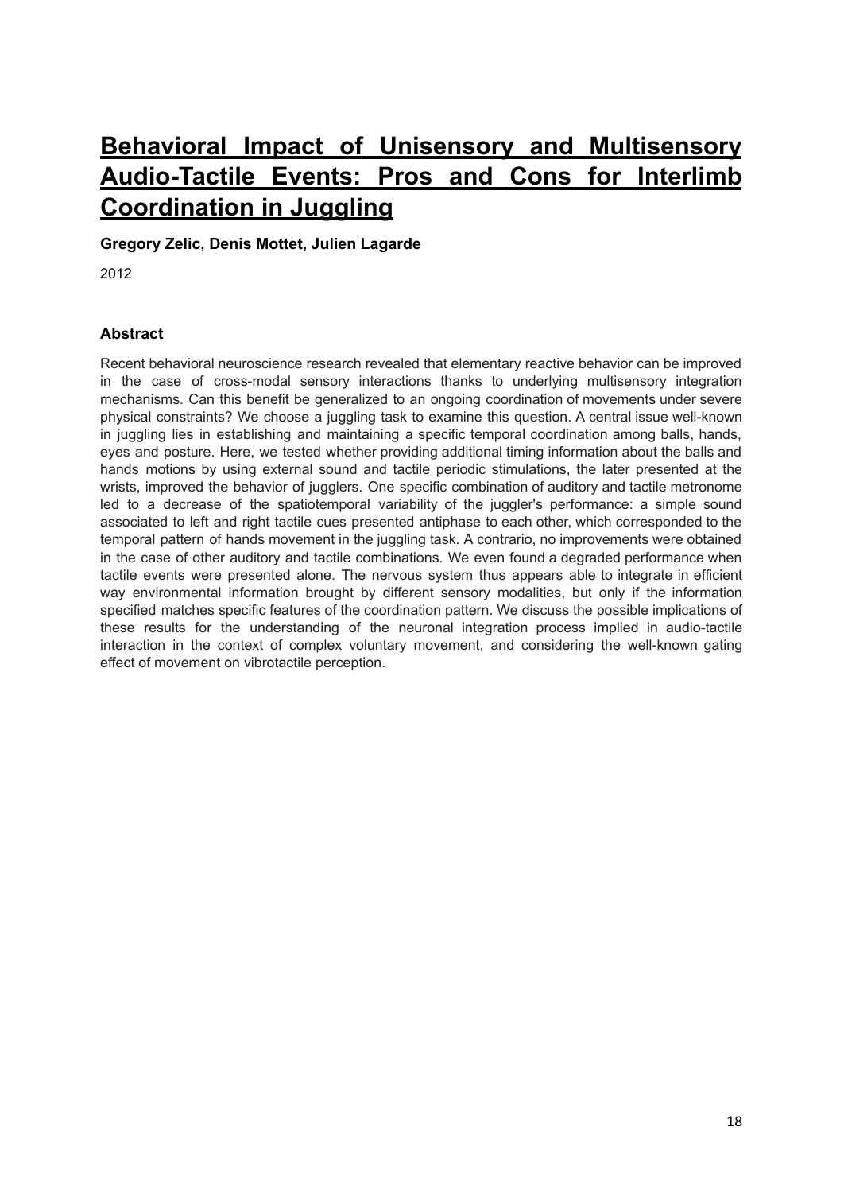# Behavioral Impact of Unisensory and Multisensory Audio-Tactile Events: Pros and Cons for Interlimb Coordination in Juggling

**Gregory Zelic, Denis Mottet, Julien Lagarde**

2012

### Abstract

Recent behavioral neuroscience research revealed that elementary reactive behavior can be improved in the case of cross-modal sensory interactions thanks to underlying multisensory integration mechanisms. Can this benefit be generalized to an ongoing coordination of movements under severe physical constraints? We choose a juggling task to examine this question. A central issue well-known in juggling lies in establishing and maintaining a specific temporal coordination among balls, hands, eyes and posture. Here, we tested whether providing additional timing information about the balls and hands motions by using external sound and tactile periodic stimulations, the later presented at the wrists, improved the behavior of jugglers. One specific combination of auditory and tactile metronome led to a decrease of the spatiotemporal variability of the juggler's performance: a simple sound associated to left and right tactile cues presented antiphase to each other, which corresponded to the temporal pattern of hands movement in the juggling task. A contrario, no improvements were obtained in the case of other auditory and tactile combinations. We even found a degraded performance when tactile events were presented alone. The nervous system thus appears able to integrate in efficient way environmental information brought by different sensory modalities, but only if the information specified matches specific features of the coordination pattern. We discuss the possible implications of these results for the understanding of the neuronal integration process implied in audio-tactile interaction in the context of complex voluntary movement, and considering the well-known gating effect of movement on vibrotactile perception.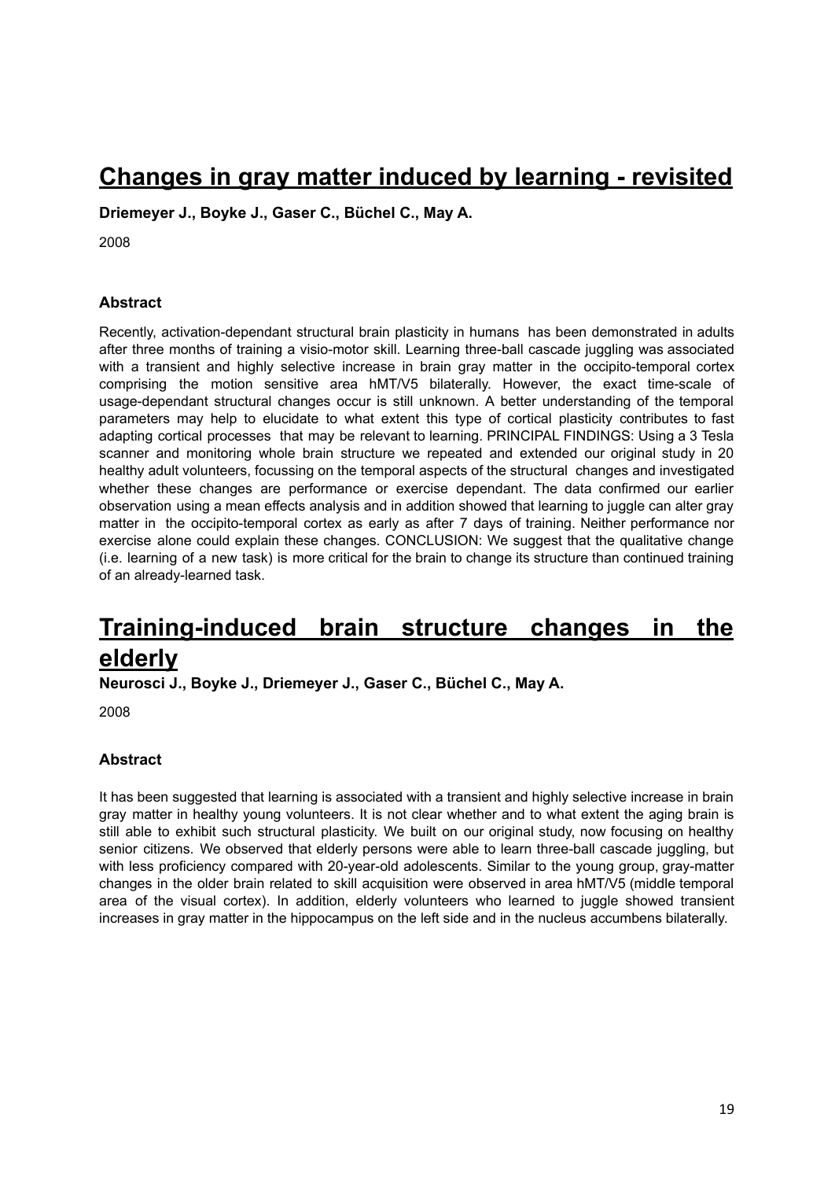# Changes in gray matter induced by learning - revisited

**Driemeyer J., Boyke J., Gaser C., Büchel C., May A.**

2008

### Abstract

Recently, activation-dependant structural brain plasticity in humans has been demonstrated in adults after three months of training a visio-motor skill. Learning three-ball cascade juggling was associated with a transient and highly selective increase in brain gray matter in the occipito-temporal cortex comprising the motion sensitive area hMT/V5 bilaterally. However, the exact time-scale of usage-dependant structural changes occur is still unknown. A better understanding of the temporal parameters may help to elucidate to what extent this type of cortical plasticity contributes to fast adapting cortical processes that may be relevant to learning. PRINCIPAL FINDINGS: Using a 3 Tesla scanner and monitoring whole brain structure we repeated and extended our original study in 20 healthy adult volunteers, focussing on the temporal aspects of the structural changes and investigated whether these changes are performance or exercise dependant. The data confirmed our earlier observation using a mean effects analysis and in addition showed that learning to juggle can alter gray matter in the occipito-temporal cortex as early as after 7 days of training. Neither performance nor exercise alone could explain these changes. CONCLUSION: We suggest that the qualitative change (i.e. learning of a new task) is more critical for the brain to change its structure than continued training of an already-learned task.

# Training-induced brain structure changes in the elderly

**Neurosci J., Boyke J., Driemeyer J., Gaser C., Büchel C., May A.**

2008

### Abstract

It has been suggested that learning is associated with a transient and highly selective increase in brain gray matter in healthy young volunteers. It is not clear whether and to what extent the aging brain is still able to exhibit such structural plasticity. We built on our original study, now focusing on healthy senior citizens. We observed that elderly persons were able to learn three-ball cascade juggling, but with less proficiency compared with 20-year-old adolescents. Similar to the young group, gray-matter changes in the older brain related to skill acquisition were observed in area hMT/V5 (middle temporal area of the visual cortex). In addition, elderly volunteers who learned to juggle showed transient increases in gray matter in the hippocampus on the left side and in the nucleus accumbens bilaterally.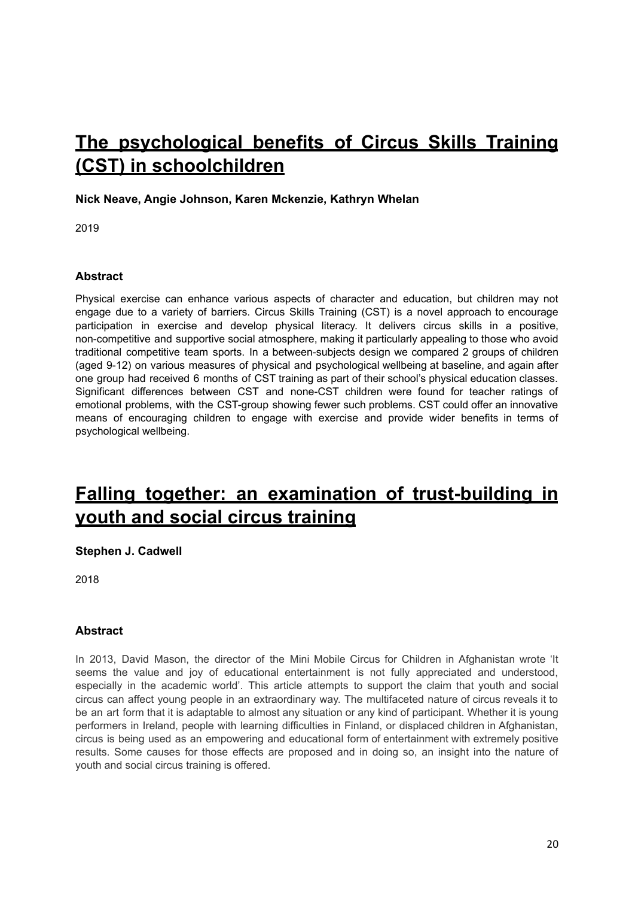## The psychological benefits of Circus Skills Training (CST) in schoolchildren

**Nick Neave, Angie Johnson, Karen Mckenzie, Kathryn Whelan**

2019

### Abstract

Physical exercise can enhance various aspects of character and education, but children may not engage due to a variety of barriers. Circus Skills Training (CST) is a novel approach to encourage participation in exercise and develop physical literacy. It delivers circus skills in a positive, non-competitive and supportive social atmosphere, making it particularly appealing to those who avoid traditional competitive team sports. In a between-subjects design we compared 2 groups of children (aged 9-12) on various measures of physical and psychological wellbeing at baseline, and again after one group had received 6 months of CST training as part of their school's physical education classes. Significant differences between CST and none-CST children were found for teacher ratings of emotional problems, with the CST-group showing fewer such problems. CST could offer an innovative means of encouraging children to engage with exercise and provide wider benefits in terms of psychological wellbeing.

## Falling together: an examination of trust-building in youth and social circus training

**Stephen J. Cadwell**

2018

### Abstract

In 2013, David Mason, the director of the Mini Mobile Circus for Children in Afghanistan wrote 'It seems the value and joy of educational entertainment is not fully appreciated and understood, especially in the academic world'. This article attempts to support the claim that youth and social circus can affect young people in an extraordinary way. The multifaceted nature of circus reveals it to be an art form that it is adaptable to almost any situation or any kind of participant. Whether it is young performers in Ireland, people with learning difficulties in Finland, or displaced children in Afghanistan, circus is being used as an empowering and educational form of entertainment with extremely positive results. Some causes for those effects are proposed and in doing so, an insight into the nature of youth and social circus training is offered.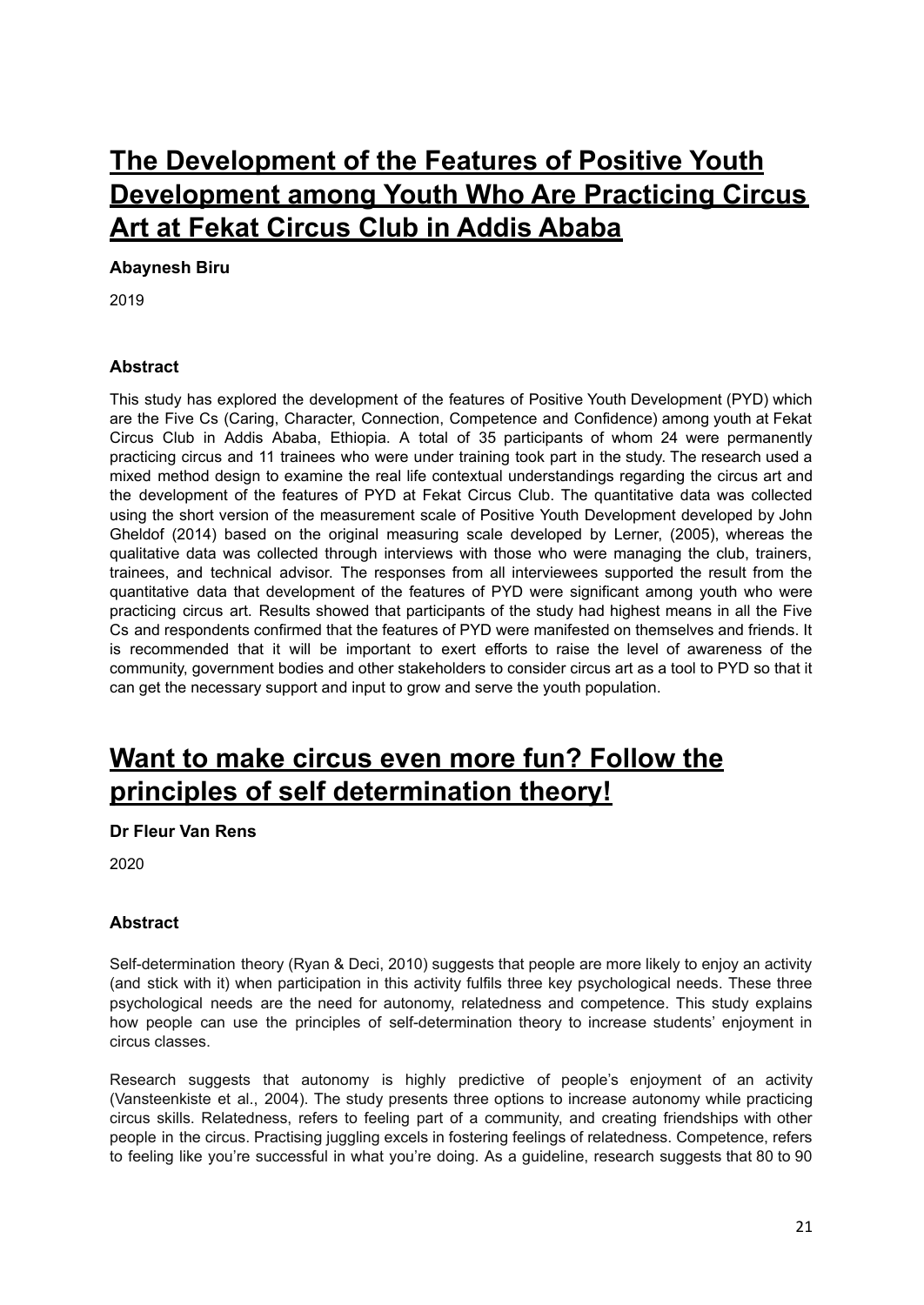# The Development of the Features of Positive Youth Development among Youth Who Are Practicing Circus Art at Fekat Circus Club in Addis Ababa

**Abaynesh Biru**

2019

### Abstract

This study has explored the development of the features of Positive Youth Development (PYD) which are the Five Cs (Caring, Character, Connection, Competence and Confidence) among youth at Fekat Circus Club in Addis Ababa, Ethiopia. A total of 35 participants of whom 24 were permanently practicing circus and 11 trainees who were under training took part in the study. The research used a mixed method design to examine the real life contextual understandings regarding the circus art and the development of the features of PYD at Fekat Circus Club. The quantitative data was collected using the short version of the measurement scale of Positive Youth Development developed by John Gheldof (2014) based on the original measuring scale developed by Lerner, (2005), whereas the qualitative data was collected through interviews with those who were managing the club, trainers, trainees, and technical advisor. The responses from all interviewees supported the result from the quantitative data that development of the features of PYD were significant among youth who were practicing circus art. Results showed that participants of the study had highest means in all the Five Cs and respondents confirmed that the features of PYD were manifested on themselves and friends. It is recommended that it will be important to exert efforts to raise the level of awareness of the community, government bodies and other stakeholders to consider circus art as a tool to PYD so that it can get the necessary support and input to grow and serve the youth population.

# Want to make circus even more fun? Follow the principles of self determination theory!

**Dr Fleur Van Rens**

2020

### Abstract

Self-determination theory (Ryan & Deci, 2010) suggests that people are more likely to enjoy an activity (and stick with it) when participation in this activity fulfils three key psychological needs. These three psychological needs are the need for autonomy, relatedness and competence. This study explains how people can use the principles of self-determination theory to increase students' enjoyment in circus classes.

Research suggests that autonomy is highly predictive of people's enjoyment of an activity (Vansteenkiste et al., 2004). The study presents three options to increase autonomy while practicing circus skills. Relatedness, refers to feeling part of a community, and creating friendships with other people in the circus. Practising juggling excels in fostering feelings of relatedness. Competence, refers to feeling like you're successful in what you're doing. As a guideline, research suggests that 80 to 90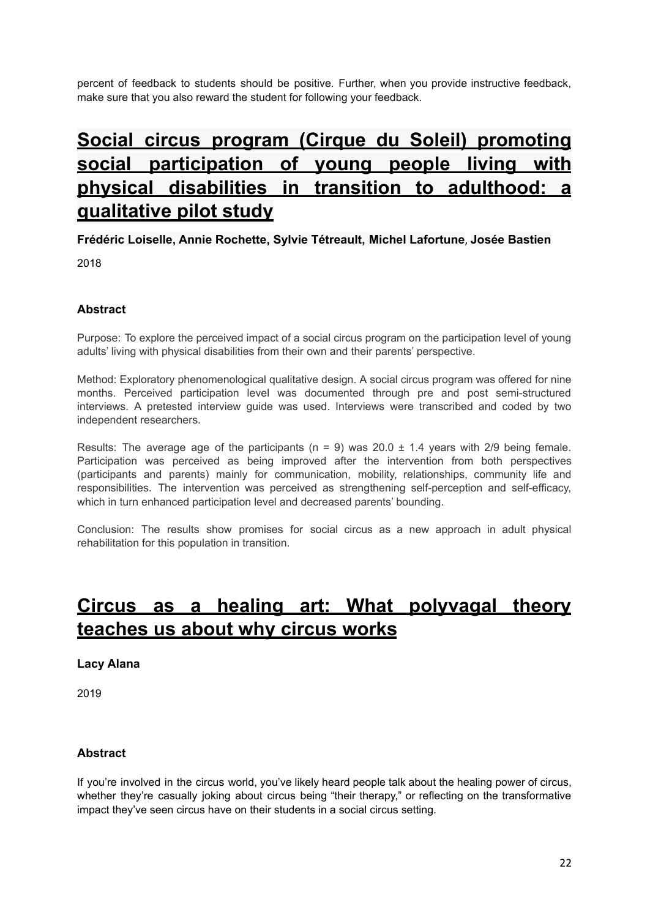percent of feedback to students should be positive. Further, when you provide instructive feedback, make sure that you also reward the student for following your feedback.

## Social circus program (Cirque du Soleil) promoting social participation of young people living with physical disabilities in transition to adulthood: a qualitative pilot study

**Frédéric Loiselle, Annie Rochette, Sylvie Tétreault, Michel Lafortune, Josée Bastien**

2018

### Abstract

Purpose: To explore the perceived impact of a social circus program on the participation level of young adults' living with physical disabilities from their own and their parents' perspective.

Method: Exploratory phenomenological qualitative design. A social circus program was offered for nine months. Perceived participation level was documented through pre and post semi-structured interviews. A pretested interview guide was used. Interviews were transcribed and coded by two independent researchers.

Results: The average age of the participants ($n = 9$) was $20.0 \pm 1.4$ years with 2/9 being female. Participation was perceived as being improved after the intervention from both perspectives (participants and parents) mainly for communication, mobility, relationships, community life and responsibilities. The intervention was perceived as strengthening self-perception and self-efficacy, which in turn enhanced participation level and decreased parents' bounding.

Conclusion: The results show promises for social circus as a new approach in adult physical rehabilitation for this population in transition.

## Circus as a healing art: What polyvagal theory teaches us about why circus works

**Lacy Alana**

2019

### Abstract

If you're involved in the circus world, you've likely heard people talk about the healing power of circus, whether they're casually joking about circus being "their therapy," or reflecting on the transformative impact they've seen circus have on their students in a social circus setting.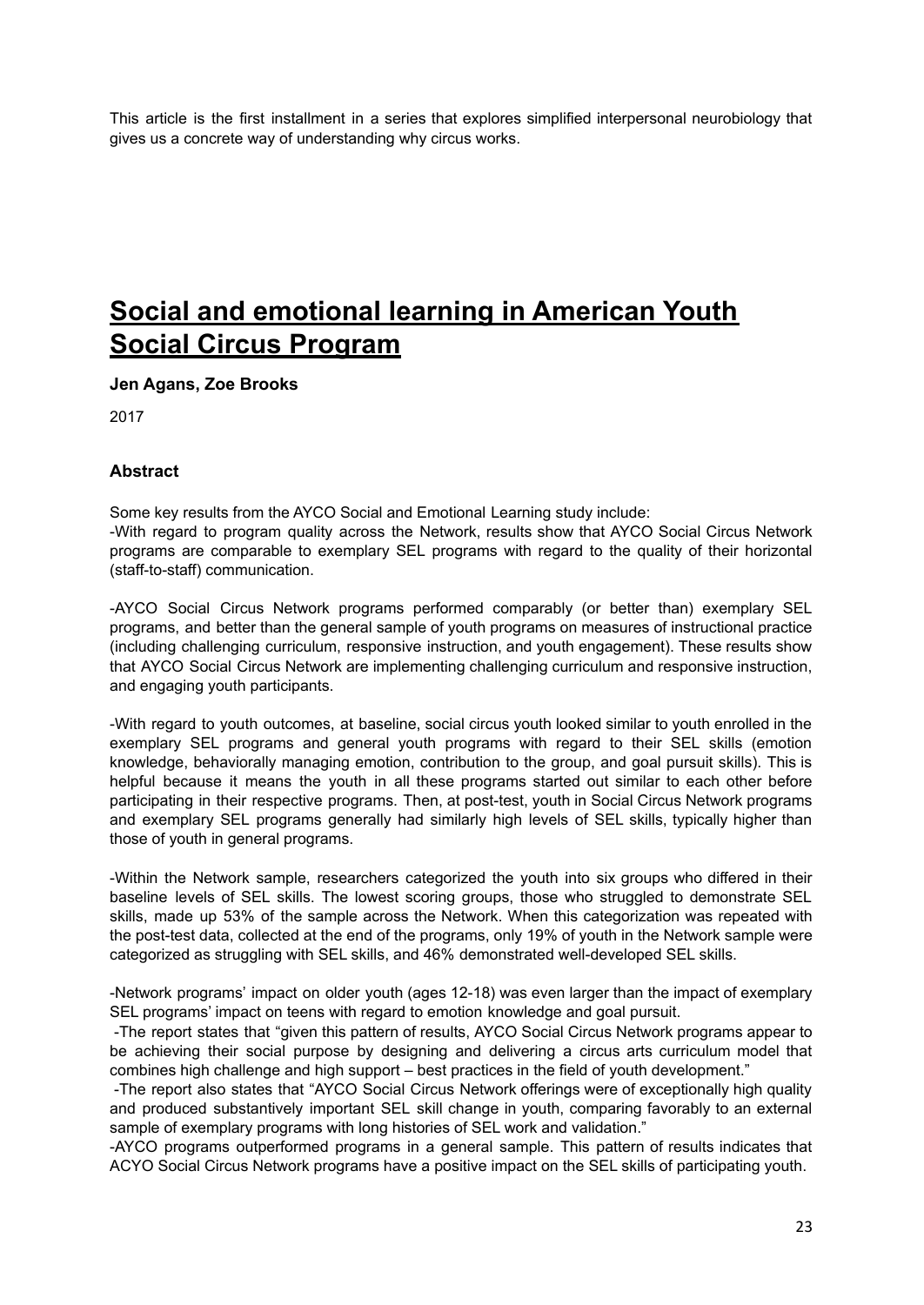This article is the first installment in a series that explores simplified interpersonal neurobiology that gives us a concrete way of understanding why circus works.

# Social and emotional learning in American Youth Social Circus Program

**Jen Agans, Zoe Brooks**

2017

### Abstract

Some key results from the AYCO Social and Emotional Learning study include:

-With regard to program quality across the Network, results show that AYCO Social Circus Network programs are comparable to exemplary SEL programs with regard to the quality of their horizontal (staff-to-staff) communication.

-AYCO Social Circus Network programs performed comparably (or better than) exemplary SEL programs, and better than the general sample of youth programs on measures of instructional practice (including challenging curriculum, responsive instruction, and youth engagement). These results show that AYCO Social Circus Network are implementing challenging curriculum and responsive instruction, and engaging youth participants.

-With regard to youth outcomes, at baseline, social circus youth looked similar to youth enrolled in the exemplary SEL programs and general youth programs with regard to their SEL skills (emotion knowledge, behaviorally managing emotion, contribution to the group, and goal pursuit skills). This is helpful because it means the youth in all these programs started out similar to each other before participating in their respective programs. Then, at post-test, youth in Social Circus Network programs and exemplary SEL programs generally had similarly high levels of SEL skills, typically higher than those of youth in general programs.

-Within the Network sample, researchers categorized the youth into six groups who differed in their baseline levels of SEL skills. The lowest scoring groups, those who struggled to demonstrate SEL skills, made up 53% of the sample across the Network. When this categorization was repeated with the post-test data, collected at the end of the programs, only 19% of youth in the Network sample were categorized as struggling with SEL skills, and 46% demonstrated well-developed SEL skills.

-Network programs' impact on older youth (ages 12-18) was even larger than the impact of exemplary SEL programs' impact on teens with regard to emotion knowledge and goal pursuit.

-The report states that "given this pattern of results, AYCO Social Circus Network programs appear to be achieving their social purpose by designing and delivering a circus arts curriculum model that combines high challenge and high support – best practices in the field of youth development."

-The report also states that "AYCO Social Circus Network offerings were of exceptionally high quality and produced substantively important SEL skill change in youth, comparing favorably to an external sample of exemplary programs with long histories of SEL work and validation."

-AYCO programs outperformed programs in a general sample. This pattern of results indicates that ACYO Social Circus Network programs have a positive impact on the SEL skills of participating youth.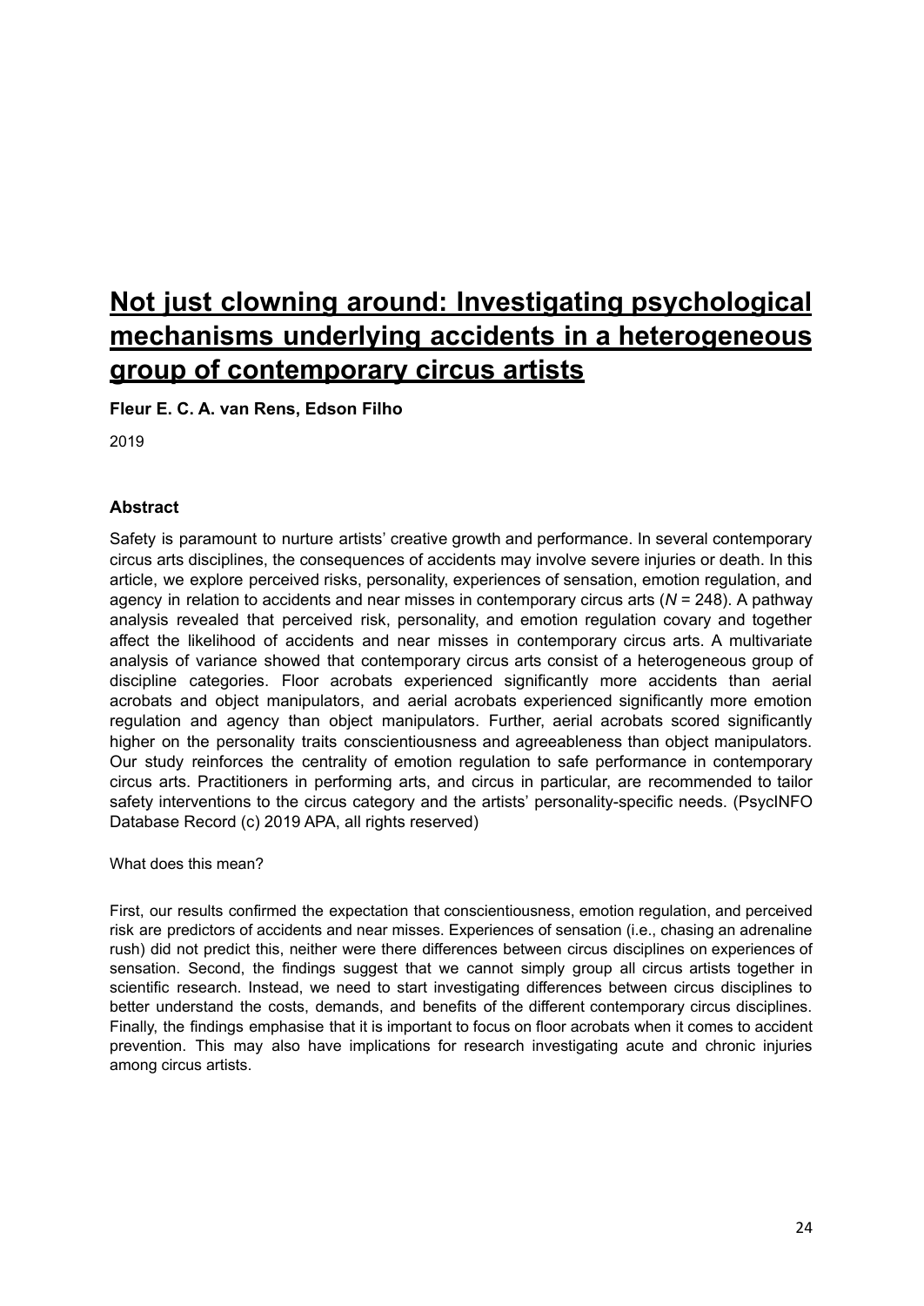# Not just clowning around: Investigating psychological mechanisms underlying accidents in a heterogeneous group of contemporary circus artists

**Fleur E. C. A. van Rens, Edson Filho**

2019

### Abstract

Safety is paramount to nurture artists' creative growth and performance. In several contemporary circus arts disciplines, the consequences of accidents may involve severe injuries or death. In this article, we explore perceived risks, personality, experiences of sensation, emotion regulation, and agency in relation to accidents and near misses in contemporary circus arts (*N* = 248). A pathway analysis revealed that perceived risk, personality, and emotion regulation covary and together affect the likelihood of accidents and near misses in contemporary circus arts. A multivariate analysis of variance showed that contemporary circus arts consist of a heterogeneous group of discipline categories. Floor acrobats experienced significantly more accidents than aerial acrobats and object manipulators, and aerial acrobats experienced significantly more emotion regulation and agency than object manipulators. Further, aerial acrobats scored significantly higher on the personality traits conscientiousness and agreeableness than object manipulators. Our study reinforces the centrality of emotion regulation to safe performance in contemporary circus arts. Practitioners in performing arts, and circus in particular, are recommended to tailor safety interventions to the circus category and the artists' personality-specific needs. (PsycINFO Database Record (c) 2019 APA, all rights reserved)

What does this mean?

First, our results confirmed the expectation that conscientiousness, emotion regulation, and perceived risk are predictors of accidents and near misses. Experiences of sensation (i.e., chasing an adrenaline rush) did not predict this, neither were there differences between circus disciplines on experiences of sensation. Second, the findings suggest that we cannot simply group all circus artists together in scientific research. Instead, we need to start investigating differences between circus disciplines to better understand the costs, demands, and benefits of the different contemporary circus disciplines. Finally, the findings emphasise that it is important to focus on floor acrobats when it comes to accident prevention. This may also have implications for research investigating acute and chronic injuries among circus artists.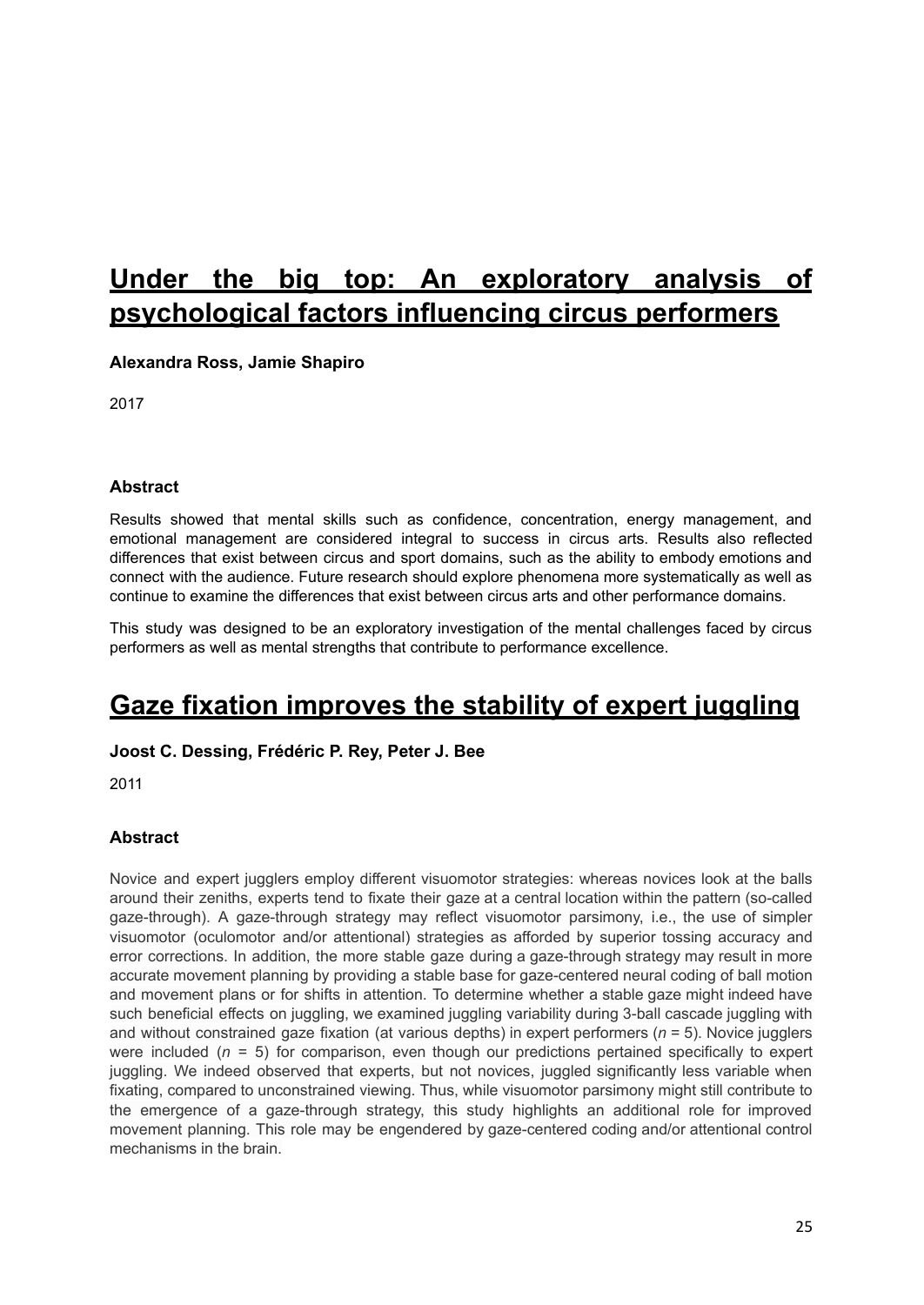## Under the big top: An exploratory analysis of psychological factors influencing circus performers

**Alexandra Ross, Jamie Shapiro**

2017

### Abstract

Results showed that mental skills such as confidence, concentration, energy management, and emotional management are considered integral to success in circus arts. Results also reflected differences that exist between circus and sport domains, such as the ability to embody emotions and connect with the audience. Future research should explore phenomena more systematically as well as continue to examine the differences that exist between circus arts and other performance domains.

This study was designed to be an exploratory investigation of the mental challenges faced by circus performers as well as mental strengths that contribute to performance excellence.

## Gaze fixation improves the stability of expert juggling

**Joost C. Dessing, Frédéric P. Rey, Peter J. Bee**

2011

### Abstract

Novice and expert jugglers employ different visuomotor strategies: whereas novices look at the balls around their zeniths, experts tend to fixate their gaze at a central location within the pattern (so-called gaze-through). A gaze-through strategy may reflect visuomotor parsimony, i.e., the use of simpler visuomotor (oculomotor and/or attentional) strategies as afforded by superior tossing accuracy and error corrections. In addition, the more stable gaze during a gaze-through strategy may result in more accurate movement planning by providing a stable base for gaze-centered neural coding of ball motion and movement plans or for shifts in attention. To determine whether a stable gaze might indeed have such beneficial effects on juggling, we examined juggling variability during 3-ball cascade juggling with and without constrained gaze fixation (at various depths) in expert performers ($n$ = 5). Novice jugglers were included ($n$ = 5) for comparison, even though our predictions pertained specifically to expert juggling. We indeed observed that experts, but not novices, juggled significantly less variable when fixating, compared to unconstrained viewing. Thus, while visuomotor parsimony might still contribute to the emergence of a gaze-through strategy, this study highlights an additional role for improved movement planning. This role may be engendered by gaze-centered coding and/or attentional control mechanisms in the brain.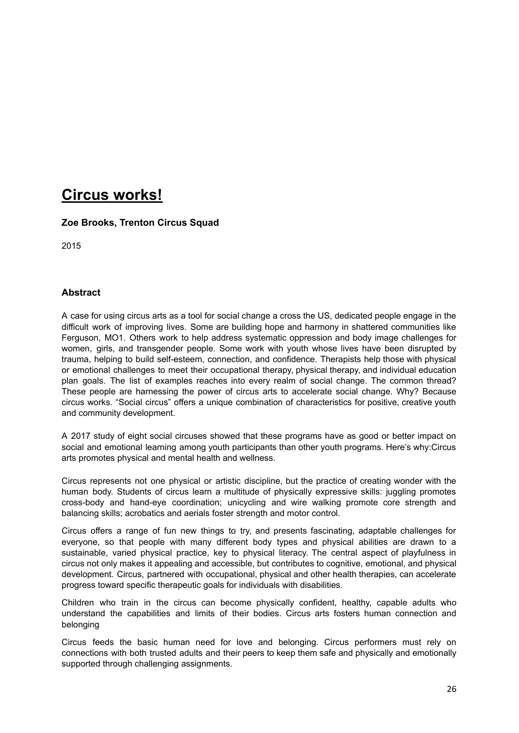# Circus works!

**Zoe Brooks, Trenton Circus Squad**

2015

### Abstract

A case for using circus arts as a tool for social change a cross the US, dedicated people engage in the difficult work of improving lives. Some are building hope and harmony in shattered communities like Ferguson, MO1. Others work to help address systematic oppression and body image challenges for women, girls, and transgender people. Some work with youth whose lives have been disrupted by trauma, helping to build self-esteem, connection, and confidence. Therapists help those with physical or emotional challenges to meet their occupational therapy, physical therapy, and individual education plan goals. The list of examples reaches into every realm of social change. The common thread? These people are harnessing the power of circus arts to accelerate social change. Why? Because circus works. “Social circus” offers a unique combination of characteristics for positive, creative youth and community development.

A 2017 study of eight social circuses showed that these programs have as good or better impact on social and emotional learning among youth participants than other youth programs. Here’s why:Circus arts promotes physical and mental health and wellness.

Circus represents not one physical or artistic discipline, but the practice of creating wonder with the human body. Students of circus learn a multitude of physically expressive skills: juggling promotes cross-body and hand-eye coordination; unicycling and wire walking promote core strength and balancing skills; acrobatics and aerials foster strength and motor control.

Circus offers a range of fun new things to try, and presents fascinating, adaptable challenges for everyone, so that people with many different body types and physical abilities are drawn to a sustainable, varied physical practice, key to physical literacy. The central aspect of playfulness in circus not only makes it appealing and accessible, but contributes to cognitive, emotional, and physical development. Circus, partnered with occupational, physical and other health therapies, can accelerate progress toward specific therapeutic goals for individuals with disabilities.

Children who train in the circus can become physically confident, healthy, capable adults who understand the capabilities and limits of their bodies. Circus arts fosters human connection and belonging

Circus feeds the basic human need for love and belonging. Circus performers must rely on connections with both trusted adults and their peers to keep them safe and physically and emotionally supported through challenging assignments.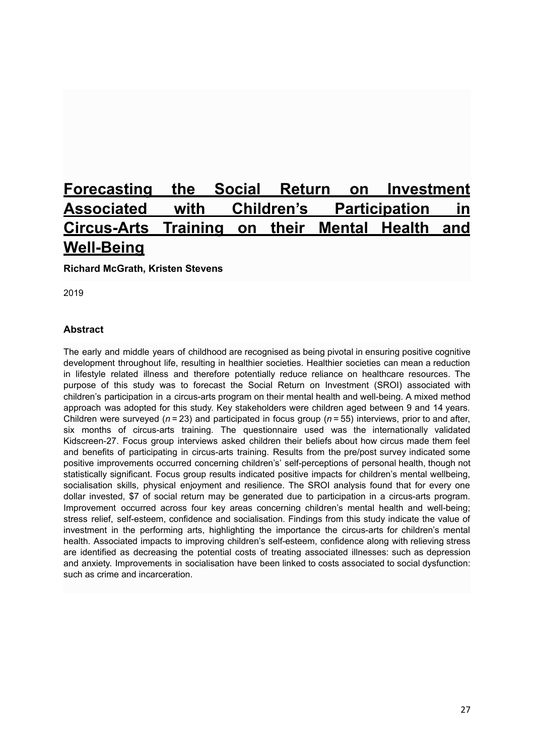# Forecasting the Social Return on Investment Associated with Children's Participation in Circus-Arts Training on their Mental Health and Well-Being

**Richard McGrath, Kristen Stevens**

2019

### Abstract

The early and middle years of childhood are recognised as being pivotal in ensuring positive cognitive development throughout life, resulting in healthier societies. Healthier societies can mean a reduction in lifestyle related illness and therefore potentially reduce reliance on healthcare resources. The purpose of this study was to forecast the Social Return on Investment (SROI) associated with children's participation in a circus-arts program on their mental health and well-being. A mixed method approach was adopted for this study. Key stakeholders were children aged between 9 and 14 years. Children were surveyed ($n = 23$) and participated in focus group ($n = 55$) interviews, prior to and after, six months of circus-arts training. The questionnaire used was the internationally validated Kidscreen-27. Focus group interviews asked children their beliefs about how circus made them feel and benefits of participating in circus-arts training. Results from the pre/post survey indicated some positive improvements occurred concerning children's' self-perceptions of personal health, though not statistically significant. Focus group results indicated positive impacts for children's mental wellbeing, socialisation skills, physical enjoyment and resilience. The SROI analysis found that for every one dollar invested, $7 of social return may be generated due to participation in a circus-arts program. Improvement occurred across four key areas concerning children's mental health and well-being; stress relief, self-esteem, confidence and socialisation. Findings from this study indicate the value of investment in the performing arts, highlighting the importance the circus-arts for children's mental health. Associated impacts to improving children's self-esteem, confidence along with relieving stress are identified as decreasing the potential costs of treating associated illnesses: such as depression and anxiety. Improvements in socialisation have been linked to costs associated to social dysfunction: such as crime and incarceration.